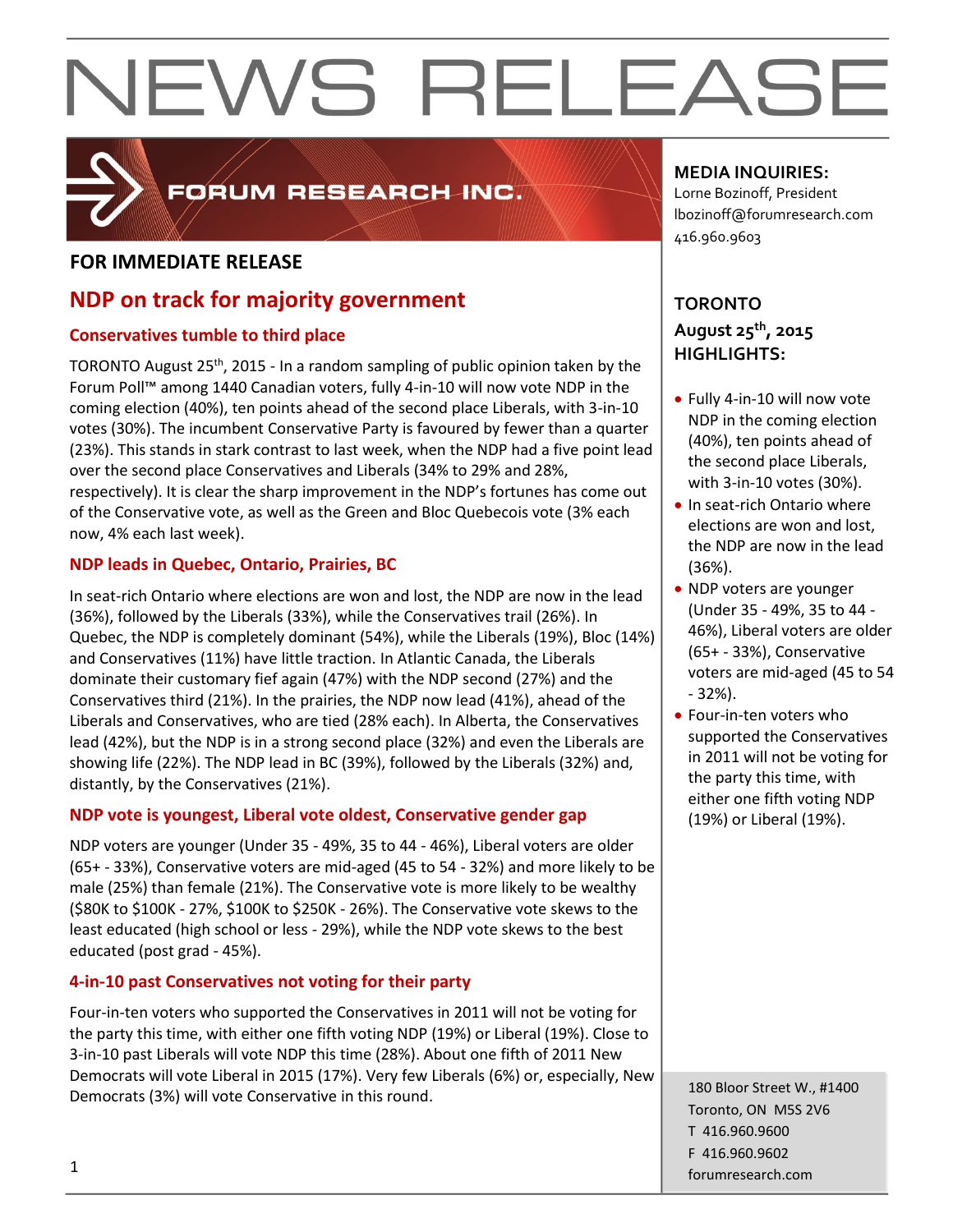# NEWS RELEASE

**FORUM RESEARCH INC.**

**FOR IMMEDIATE RELEASE**

## NDP on track for majority government

### Conservatives tumble to third place

TORONTO August 25th, 2015 - In a random sampling of public opinion taken by the Forum Poll™ among 1440 Canadian voters, fully 4-in-10 will now vote NDP in the coming election (40%), ten points ahead of the second place Liberals, with 3-in-10 votes (30%). The incumbent Conservative Party is favoured by fewer than a quarter (23%). This stands in stark contrast to last week, when the NDP had a five point lead over the second place Conservatives and Liberals (34% to 29% and 28%, respectively). It is clear the sharp improvement in the NDP's fortunes has come out of the Conservative vote, as well as the Green and Bloc Quebecois vote (3% each now, 4% each last week).

### NDP leads in Quebec, Ontario, Prairies, BC

In seat-rich Ontario where elections are won and lost, the NDP are now in the lead (36%), followed by the Liberals (33%), while the Conservatives trail (26%). In Quebec, the NDP is completely dominant (54%), while the Liberals (19%), Bloc (14%) and Conservatives (11%) have little traction. In Atlantic Canada, the Liberals dominate their customary fief again (47%) with the NDP second (27%) and the Conservatives third (21%). In the prairies, the NDP now lead (41%), ahead of the Liberals and Conservatives, who are tied (28% each). In Alberta, the Conservatives lead (42%), but the NDP is in a strong second place (32%) and even the Liberals are showing life (22%). The NDP lead in BC (39%), followed by the Liberals (32%) and, distantly, by the Conservatives (21%).

### NDP vote is youngest, Liberal vote oldest, Conservative gender gap

NDP voters are younger (Under 35 - 49%, 35 to 44 - 46%), Liberal voters are older (65+ - 33%), Conservative voters are mid-aged (45 to 54 - 32%) and more likely to be male (25%) than female (21%). The Conservative vote is more likely to be wealthy ($80K to $100K - 27%, $100K to $250K - 26%). The Conservative vote skews to the least educated (high school or less - 29%), while the NDP vote skews to the best educated (post grad - 45%).

### 4-in-10 past Conservatives not voting for their party

Four-in-ten voters who supported the Conservatives in 2011 will not be voting for the party this time, with either one fifth voting NDP (19%) or Liberal (19%). Close to 3-in-10 past Liberals will vote NDP this time (28%). About one fifth of 2011 New Democrats will vote Liberal in 2015 (17%). Very few Liberals (6%) or, especially, New Democrats (3%) will vote Conservative in this round.

**MEDIA INQUIRIES:**
Lorne Bozinoff, President
lbozinoff@forumresearch.com
416.960.9603

**TORONTO**
**August 25th, 2015**
**HIGHLIGHTS:**

- Fully 4-in-10 will now vote NDP in the coming election (40%), ten points ahead of the second place Liberals, with 3-in-10 votes (30%).
- In seat-rich Ontario where elections are won and lost, the NDP are now in the lead (36%).
- NDP voters are younger (Under 35 - 49%, 35 to 44 - 46%), Liberal voters are older (65+ - 33%), Conservative voters are mid-aged (45 to 54 - 32%).
- Four-in-ten voters who supported the Conservatives in 2011 will not be voting for the party this time, with either one fifth voting NDP (19%) or Liberal (19%).

180 Bloor Street W., #1400
Toronto, ON M5S 2V6
T 416.960.9600
F 416.960.9602
forumresearch.com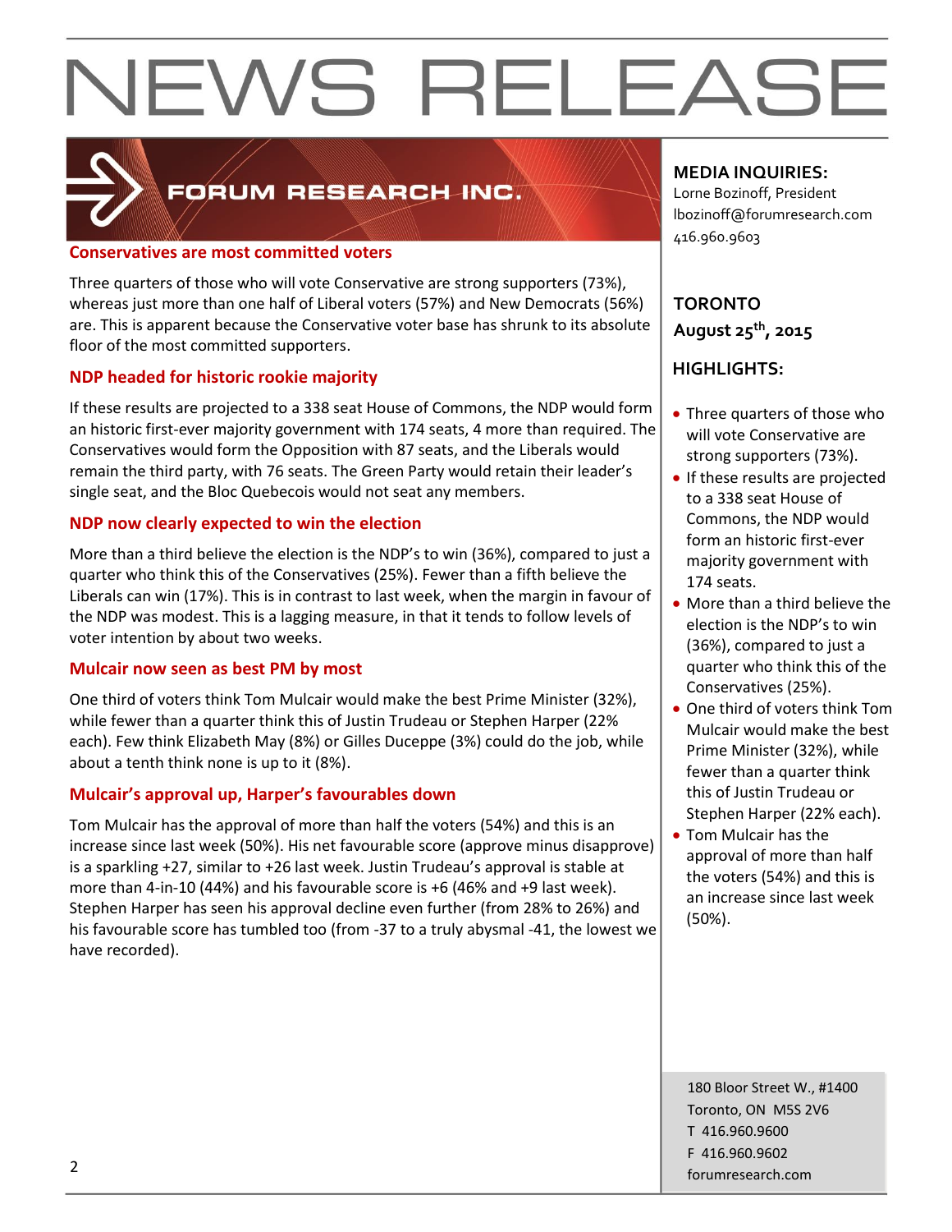# NEWS RELEASE

FORUM RESEARCH INC.

**MEDIA INQUIRIES:**
Lorne Bozinoff, President
lbozinoff@forumresearch.com
416.960.9603

**TORONTO**
**August 25th, 2015**

**HIGHLIGHTS:**

- Three quarters of those who will vote Conservative are strong supporters (73%).
- If these results are projected to a 338 seat House of Commons, the NDP would form an historic first-ever majority government with 174 seats.
- More than a third believe the election is the NDP's to win (36%), compared to just a quarter who think this of the Conservatives (25%).
- One third of voters think Tom Mulcair would make the best Prime Minister (32%), while fewer than a quarter think this of Justin Trudeau or Stephen Harper (22% each).
- Tom Mulcair has the approval of more than half the voters (54%) and this is an increase since last week (50%).

### Conservatives are most committed voters

Three quarters of those who will vote Conservative are strong supporters (73%), whereas just more than one half of Liberal voters (57%) and New Democrats (56%) are. This is apparent because the Conservative voter base has shrunk to its absolute floor of the most committed supporters.

### NDP headed for historic rookie majority

If these results are projected to a 338 seat House of Commons, the NDP would form an historic first-ever majority government with 174 seats, 4 more than required. The Conservatives would form the Opposition with 87 seats, and the Liberals would remain the third party, with 76 seats. The Green Party would retain their leader's single seat, and the Bloc Quebecois would not seat any members.

### NDP now clearly expected to win the election

More than a third believe the election is the NDP's to win (36%), compared to just a quarter who think this of the Conservatives (25%). Fewer than a fifth believe the Liberals can win (17%). This is in contrast to last week, when the margin in favour of the NDP was modest. This is a lagging measure, in that it tends to follow levels of voter intention by about two weeks.

### Mulcair now seen as best PM by most

One third of voters think Tom Mulcair would make the best Prime Minister (32%), while fewer than a quarter think this of Justin Trudeau or Stephen Harper (22% each). Few think Elizabeth May (8%) or Gilles Duceppe (3%) could do the job, while about a tenth think none is up to it (8%).

### Mulcair's approval up, Harper's favourables down

Tom Mulcair has the approval of more than half the voters (54%) and this is an increase since last week (50%). His net favourable score (approve minus disapprove) is a sparkling +27, similar to +26 last week. Justin Trudeau's approval is stable at more than 4-in-10 (44%) and his favourable score is +6 (46% and +9 last week). Stephen Harper has seen his approval decline even further (from 28% to 26%) and his favourable score has tumbled too (from -37 to a truly abysmal -41, the lowest we have recorded).

180 Bloor Street W., #1400
Toronto, ON M5S 2V6
T 416.960.9600
F 416.960.9602
forumresearch.com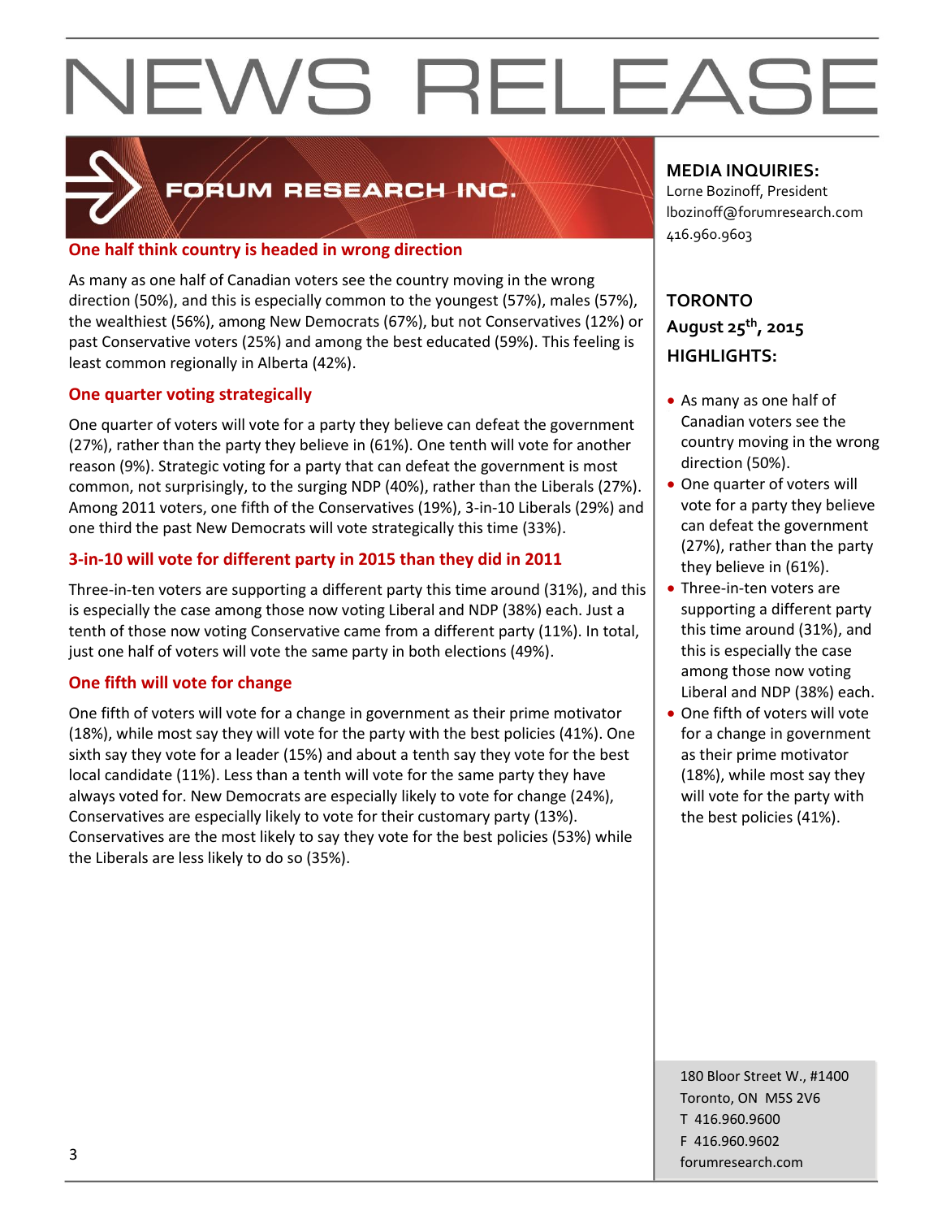# NEWS RELEASE

FORUM RESEARCH INC.

## One half think country is headed in wrong direction

As many as one half of Canadian voters see the country moving in the wrong direction (50%), and this is especially common to the youngest (57%), males (57%), the wealthiest (56%), among New Democrats (67%), but not Conservatives (12%) or past Conservative voters (25%) and among the best educated (59%). This feeling is least common regionally in Alberta (42%).

## One quarter voting strategically

One quarter of voters will vote for a party they believe can defeat the government (27%), rather than the party they believe in (61%). One tenth will vote for another reason (9%). Strategic voting for a party that can defeat the government is most common, not surprisingly, to the surging NDP (40%), rather than the Liberals (27%). Among 2011 voters, one fifth of the Conservatives (19%), 3-in-10 Liberals (29%) and one third the past New Democrats will vote strategically this time (33%).

## 3-in-10 will vote for different party in 2015 than they did in 2011

Three-in-ten voters are supporting a different party this time around (31%), and this is especially the case among those now voting Liberal and NDP (38%) each. Just a tenth of those now voting Conservative came from a different party (11%). In total, just one half of voters will vote the same party in both elections (49%).

## One fifth will vote for change

One fifth of voters will vote for a change in government as their prime motivator (18%), while most say they will vote for the party with the best policies (41%). One sixth say they vote for a leader (15%) and about a tenth say they vote for the best local candidate (11%). Less than a tenth will vote for the same party they have always voted for. New Democrats are especially likely to vote for change (24%), Conservatives are especially likely to vote for their customary party (13%). Conservatives are the most likely to say they vote for the best policies (53%) while the Liberals are less likely to do so (35%).

**MEDIA INQUIRIES:**
Lorne Bozinoff, President
lbozinoff@forumresearch.com
416.960.9603

**TORONTO**
**August 25th, 2015**
**HIGHLIGHTS:**

- As many as one half of Canadian voters see the country moving in the wrong direction (50%).
- One quarter of voters will vote for a party they believe can defeat the government (27%), rather than the party they believe in (61%).
- Three-in-ten voters are supporting a different party this time around (31%), and this is especially the case among those now voting Liberal and NDP (38%) each.
- One fifth of voters will vote for a change in government as their prime motivator (18%), while most say they will vote for the party with the best policies (41%).

180 Bloor Street W., #1400
Toronto, ON M5S 2V6
T 416.960.9600
F 416.960.9602
forumresearch.com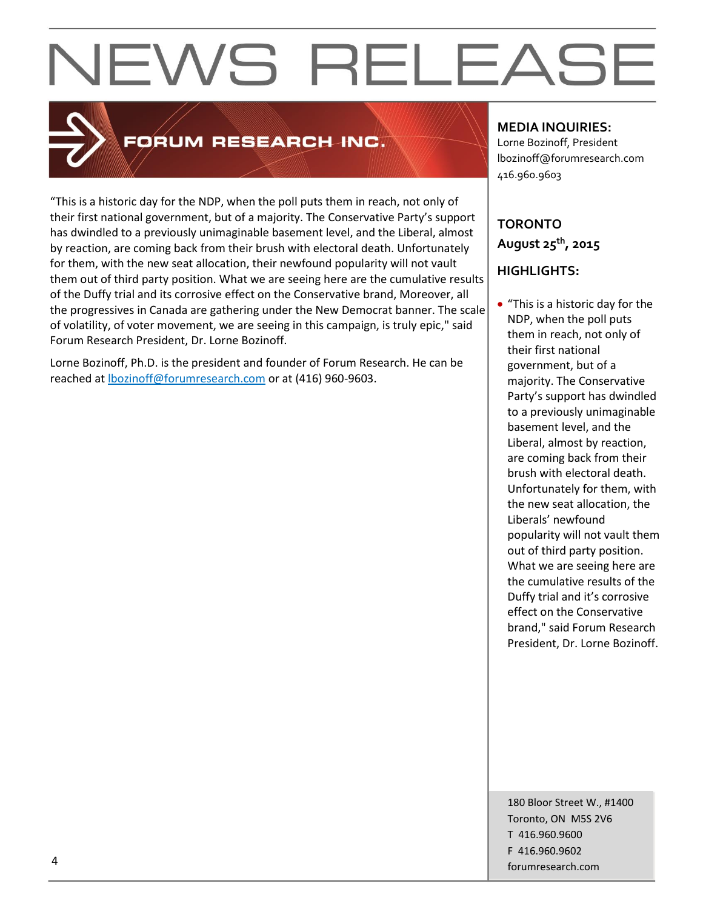# NEWS RELEASE

**FORUM RESEARCH INC.**

"This is a historic day for the NDP, when the poll puts them in reach, not only of their first national government, but of a majority. The Conservative Party's support has dwindled to a previously unimaginable basement level, and the Liberal, almost by reaction, are coming back from their brush with electoral death. Unfortunately for them, with the new seat allocation, their newfound popularity will not vault them out of third party position. What we are seeing here are the cumulative results of the Duffy trial and its corrosive effect on the Conservative brand, Moreover, all the progressives in Canada are gathering under the New Democrat banner. The scale of volatility, of voter movement, we are seeing in this campaign, is truly epic," said Forum Research President, Dr. Lorne Bozinoff.

Lorne Bozinoff, Ph.D. is the president and founder of Forum Research. He can be reached at lbozinoff@forumresearch.com or at (416) 960-9603.

**MEDIA INQUIRIES:**
Lorne Bozinoff, President
lbozinoff@forumresearch.com
416.960.9603

**TORONTO**
**August 25th, 2015**

**HIGHLIGHTS:**

- "This is a historic day for the NDP, when the poll puts them in reach, not only of their first national government, but of a majority. The Conservative Party's support has dwindled to a previously unimaginable basement level, and the Liberal, almost by reaction, are coming back from their brush with electoral death. Unfortunately for them, with the new seat allocation, the Liberals' newfound popularity will not vault them out of third party position. What we are seeing here are the cumulative results of the Duffy trial and it's corrosive effect on the Conservative brand," said Forum Research President, Dr. Lorne Bozinoff.

180 Bloor Street W., #1400
Toronto, ON M5S 2V6
T 416.960.9600
F 416.960.9602
forumresearch.com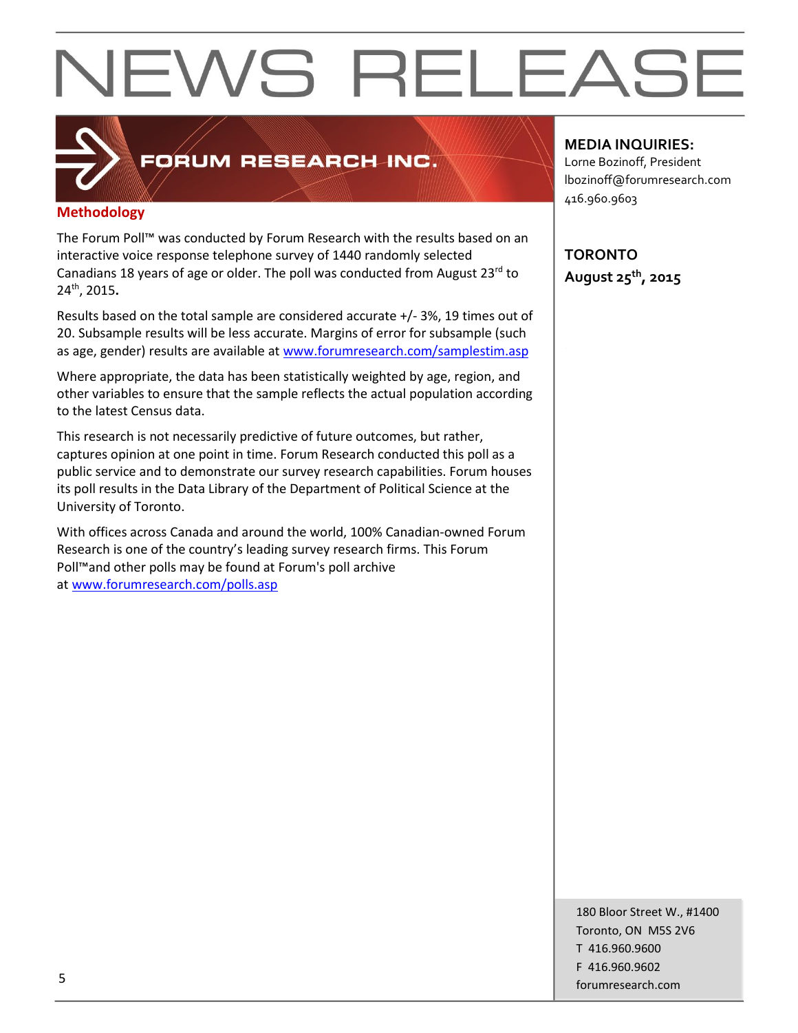# NEWS RELEASE

FORUM RESEARCH INC.

## Methodology

The Forum Poll™ was conducted by Forum Research with the results based on an interactive voice response telephone survey of 1440 randomly selected Canadians 18 years of age or older. The poll was conducted from August 23rd to 24th, 2015.

Results based on the total sample are considered accurate +/- 3%, 19 times out of 20. Subsample results will be less accurate. Margins of error for subsample (such as age, gender) results are available at www.forumresearch.com/samplestim.asp

Where appropriate, the data has been statistically weighted by age, region, and other variables to ensure that the sample reflects the actual population according to the latest Census data.

This research is not necessarily predictive of future outcomes, but rather, captures opinion at one point in time. Forum Research conducted this poll as a public service and to demonstrate our survey research capabilities. Forum houses its poll results in the Data Library of the Department of Political Science at the University of Toronto.

With offices across Canada and around the world, 100% Canadian-owned Forum Research is one of the country's leading survey research firms. This Forum Poll™and other polls may be found at Forum's poll archive at www.forumresearch.com/polls.asp

**MEDIA INQUIRIES:**
Lorne Bozinoff, President
lbozinoff@forumresearch.com
416.960.9603

**TORONTO**
**August 25th, 2015**

180 Bloor Street W., #1400
Toronto, ON M5S 2V6
T 416.960.9600
F 416.960.9602
forumresearch.com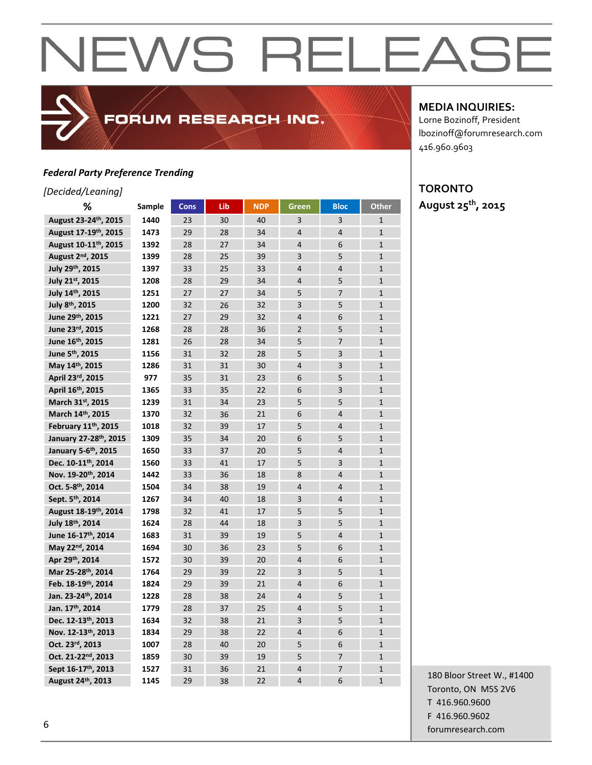# NEWS RELEASE

FORUM RESEARCH INC.

**MEDIA INQUIRIES:**
Lorne Bozinoff, President
lbozinoff@forumresearch.com
416.960.9603

**TORONTO**
**August 25th, 2015**

***Federal Party Preference Trending***

*[Decided/Leaning]*

| % | Sample | Cons | Lib | NDP | Green | Bloc | Other |
|---|---|---|---|---|---|---|---|
| August 23-24th, 2015 | 1440 | 23 | 30 | 40 | 3 | 3 | 1 |
| August 17-19th, 2015 | 1473 | 29 | 28 | 34 | 4 | 4 | 1 |
| August 10-11th, 2015 | 1392 | 28 | 27 | 34 | 4 | 6 | 1 |
| August 2nd, 2015 | 1399 | 28 | 25 | 39 | 3 | 5 | 1 |
| July 29th, 2015 | 1397 | 33 | 25 | 33 | 4 | 4 | 1 |
| July 21st, 2015 | 1208 | 28 | 29 | 34 | 4 | 5 | 1 |
| July 14th, 2015 | 1251 | 27 | 27 | 34 | 5 | 7 | 1 |
| July 8th, 2015 | 1200 | 32 | 26 | 32 | 3 | 5 | 1 |
| June 29th, 2015 | 1221 | 27 | 29 | 32 | 4 | 6 | 1 |
| June 23rd, 2015 | 1268 | 28 | 28 | 36 | 2 | 5 | 1 |
| June 16th, 2015 | 1281 | 26 | 28 | 34 | 5 | 7 | 1 |
| June 5th, 2015 | 1156 | 31 | 32 | 28 | 5 | 3 | 1 |
| May 14th, 2015 | 1286 | 31 | 31 | 30 | 4 | 3 | 1 |
| April 23rd, 2015 | 977 | 35 | 31 | 23 | 6 | 5 | 1 |
| April 16th, 2015 | 1365 | 33 | 35 | 22 | 6 | 3 | 1 |
| March 31st, 2015 | 1239 | 31 | 34 | 23 | 5 | 5 | 1 |
| March 14th, 2015 | 1370 | 32 | 36 | 21 | 6 | 4 | 1 |
| February 11th, 2015 | 1018 | 32 | 39 | 17 | 5 | 4 | 1 |
| January 27-28th, 2015 | 1309 | 35 | 34 | 20 | 6 | 5 | 1 |
| January 5-6th, 2015 | 1650 | 33 | 37 | 20 | 5 | 4 | 1 |
| Dec. 10-11th, 2014 | 1560 | 33 | 41 | 17 | 5 | 3 | 1 |
| Nov. 19-20th, 2014 | 1442 | 33 | 36 | 18 | 8 | 4 | 1 |
| Oct. 5-8th, 2014 | 1504 | 34 | 38 | 19 | 4 | 4 | 1 |
| Sept. 5th, 2014 | 1267 | 34 | 40 | 18 | 3 | 4 | 1 |
| August 18-19th, 2014 | 1798 | 32 | 41 | 17 | 5 | 5 | 1 |
| July 18th, 2014 | 1624 | 28 | 44 | 18 | 3 | 5 | 1 |
| June 16-17th, 2014 | 1683 | 31 | 39 | 19 | 5 | 4 | 1 |
| May 22nd, 2014 | 1694 | 30 | 36 | 23 | 5 | 6 | 1 |
| Apr 29th, 2014 | 1572 | 30 | 39 | 20 | 4 | 6 | 1 |
| Mar 25-28th, 2014 | 1764 | 29 | 39 | 22 | 3 | 5 | 1 |
| Feb. 18-19th, 2014 | 1824 | 29 | 39 | 21 | 4 | 6 | 1 |
| Jan. 23-24th, 2014 | 1228 | 28 | 38 | 24 | 4 | 5 | 1 |
| Jan. 17th, 2014 | 1779 | 28 | 37 | 25 | 4 | 5 | 1 |
| Dec. 12-13th, 2013 | 1634 | 32 | 38 | 21 | 3 | 5 | 1 |
| Nov. 12-13th, 2013 | 1834 | 29 | 38 | 22 | 4 | 6 | 1 |
| Oct. 23rd, 2013 | 1007 | 28 | 40 | 20 | 5 | 6 | 1 |
| Oct. 21-22nd, 2013 | 1859 | 30 | 39 | 19 | 5 | 7 | 1 |
| Sept 16-17th, 2013 | 1527 | 31 | 36 | 21 | 4 | 7 | 1 |
| August 24th, 2013 | 1145 | 29 | 38 | 22 | 4 | 6 | 1 |

180 Bloor Street W., #1400
Toronto, ON M5S 2V6
T 416.960.9600
F 416.960.9602
forumresearch.com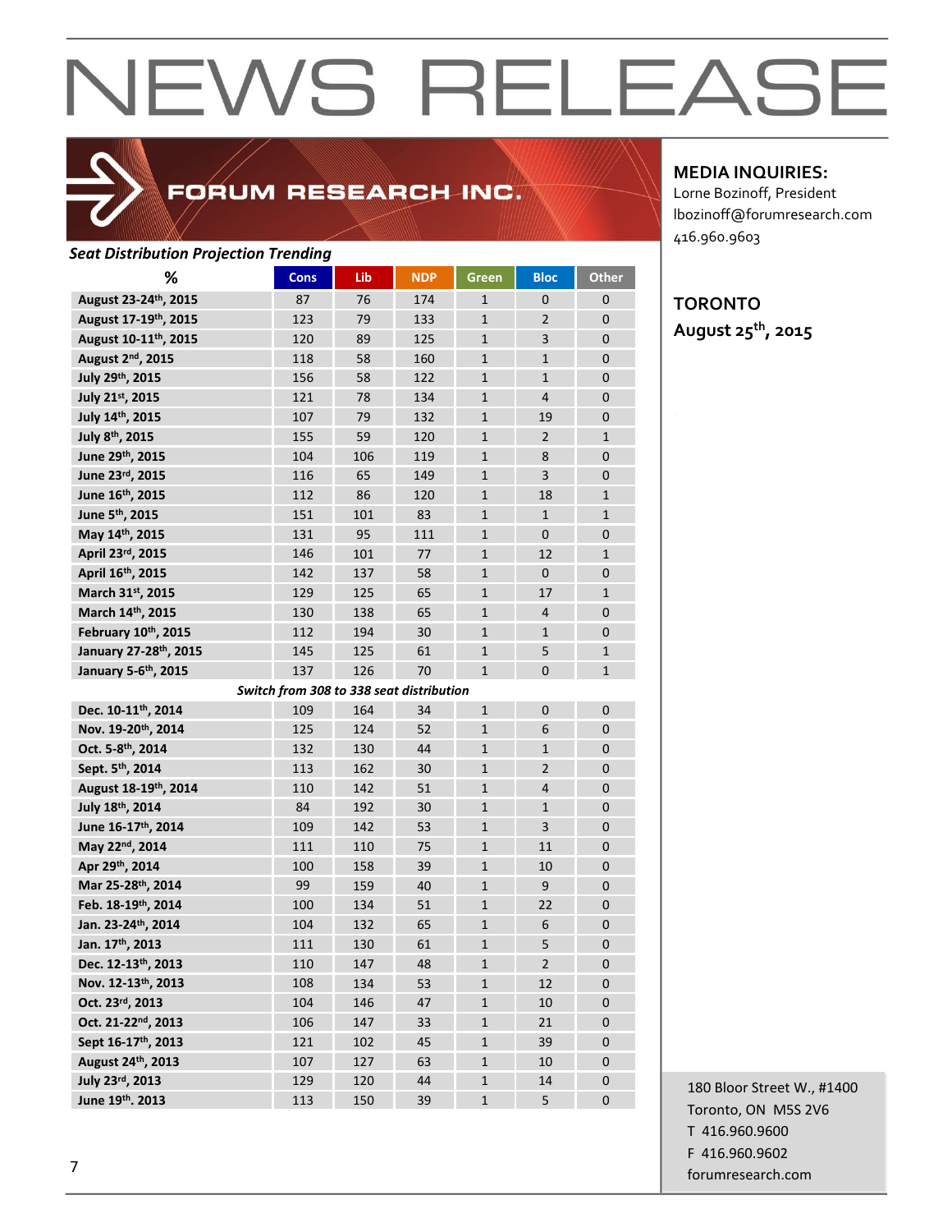# NEWS RELEASE

FORUM RESEARCH INC.

**MEDIA INQUIRIES:**
Lorne Bozinoff, President
lbozinoff@forumresearch.com
416.960.9603

**TORONTO**
**August 25th, 2015**

***Seat Distribution Projection Trending***

| % | Cons | Lib | NDP | Green | Bloc | Other |
|---|---|---|---|---|---|---|
| **August 23-24th, 2015** | 87 | 76 | 174 | 1 | 0 | 0 |
| **August 17-19th, 2015** | 123 | 79 | 133 | 1 | 2 | 0 |
| **August 10-11th, 2015** | 120 | 89 | 125 | 1 | 3 | 0 |
| **August 2nd, 2015** | 118 | 58 | 160 | 1 | 1 | 0 |
| **July 29th, 2015** | 156 | 58 | 122 | 1 | 1 | 0 |
| **July 21st, 2015** | 121 | 78 | 134 | 1 | 4 | 0 |
| **July 14th, 2015** | 107 | 79 | 132 | 1 | 19 | 0 |
| **July 8th, 2015** | 155 | 59 | 120 | 1 | 2 | 1 |
| **June 29th, 2015** | 104 | 106 | 119 | 1 | 8 | 0 |
| **June 23rd, 2015** | 116 | 65 | 149 | 1 | 3 | 0 |
| **June 16th, 2015** | 112 | 86 | 120 | 1 | 18 | 1 |
| **June 5th, 2015** | 151 | 101 | 83 | 1 | 1 | 1 |
| **May 14th, 2015** | 131 | 95 | 111 | 1 | 0 | 0 |
| **April 23rd, 2015** | 146 | 101 | 77 | 1 | 12 | 1 |
| **April 16th, 2015** | 142 | 137 | 58 | 1 | 0 | 0 |
| **March 31st, 2015** | 129 | 125 | 65 | 1 | 17 | 1 |
| **March 14th, 2015** | 130 | 138 | 65 | 1 | 4 | 0 |
| **February 10th, 2015** | 112 | 194 | 30 | 1 | 1 | 0 |
| **January 27-28th, 2015** | 145 | 125 | 61 | 1 | 5 | 1 |
| **January 5-6th, 2015** | 137 | 126 | 70 | 1 | 0 | 1 |
| ***Switch from 308 to 338 seat distribution*** | | | | | | |
| **Dec. 10-11th, 2014** | 109 | 164 | 34 | 1 | 0 | 0 |
| **Nov. 19-20th, 2014** | 125 | 124 | 52 | 1 | 6 | 0 |
| **Oct. 5-8th, 2014** | 132 | 130 | 44 | 1 | 1 | 0 |
| **Sept. 5th, 2014** | 113 | 162 | 30 | 1 | 2 | 0 |
| **August 18-19th, 2014** | 110 | 142 | 51 | 1 | 4 | 0 |
| **July 18th, 2014** | 84 | 192 | 30 | 1 | 1 | 0 |
| **June 16-17th, 2014** | 109 | 142 | 53 | 1 | 3 | 0 |
| **May 22nd, 2014** | 111 | 110 | 75 | 1 | 11 | 0 |
| **Apr 29th, 2014** | 100 | 158 | 39 | 1 | 10 | 0 |
| **Mar 25-28th, 2014** | 99 | 159 | 40 | 1 | 9 | 0 |
| **Feb. 18-19th, 2014** | 100 | 134 | 51 | 1 | 22 | 0 |
| **Jan. 23-24th, 2014** | 104 | 132 | 65 | 1 | 6 | 0 |
| **Jan. 17th, 2013** | 111 | 130 | 61 | 1 | 5 | 0 |
| **Dec. 12-13th, 2013** | 110 | 147 | 48 | 1 | 2 | 0 |
| **Nov. 12-13th, 2013** | 108 | 134 | 53 | 1 | 12 | 0 |
| **Oct. 23rd, 2013** | 104 | 146 | 47 | 1 | 10 | 0 |
| **Oct. 21-22nd, 2013** | 106 | 147 | 33 | 1 | 21 | 0 |
| **Sept 16-17th, 2013** | 121 | 102 | 45 | 1 | 39 | 0 |
| **August 24th, 2013** | 107 | 127 | 63 | 1 | 10 | 0 |
| **July 23rd, 2013** | 129 | 120 | 44 | 1 | 14 | 0 |
| **June 19th. 2013** | 113 | 150 | 39 | 1 | 5 | 0 |

180 Bloor Street W., #1400
Toronto, ON M5S 2V6
T 416.960.9600
F 416.960.9602
forumresearch.com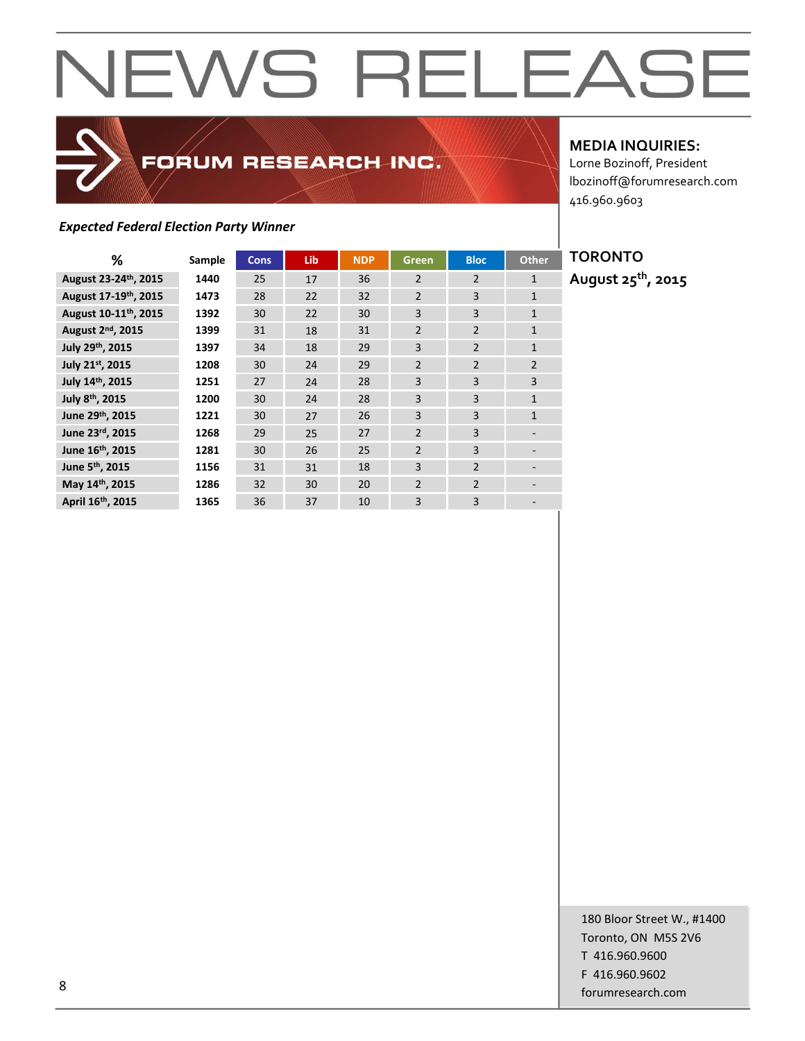# NEWS RELEASE

FORUM RESEARCH INC.

**MEDIA INQUIRIES:**
Lorne Bozinoff, President
lbozinoff@forumresearch.com
416.960.9603

**TORONTO**
**August 25th, 2015**

***Expected Federal Election Party Winner***

| % | Sample | Cons | Lib | NDP | Green | Bloc | Other |
|---|---|---|---|---|---|---|---|
| **August 23-24th, 2015** | **1440** | 25 | 17 | 36 | 2 | 2 | 1 |
| **August 17-19th, 2015** | **1473** | 28 | 22 | 32 | 2 | 3 | 1 |
| **August 10-11th, 2015** | **1392** | 30 | 22 | 30 | 3 | 3 | 1 |
| **August 2nd, 2015** | **1399** | 31 | 18 | 31 | 2 | 2 | 1 |
| **July 29th, 2015** | **1397** | 34 | 18 | 29 | 3 | 2 | 1 |
| **July 21st, 2015** | **1208** | 30 | 24 | 29 | 2 | 2 | 2 |
| **July 14th, 2015** | **1251** | 27 | 24 | 28 | 3 | 3 | 3 |
| **July 8th, 2015** | **1200** | 30 | 24 | 28 | 3 | 3 | 1 |
| **June 29th, 2015** | **1221** | 30 | 27 | 26 | 3 | 3 | 1 |
| **June 23rd, 2015** | **1268** | 29 | 25 | 27 | 2 | 3 | - |
| **June 16th, 2015** | **1281** | 30 | 26 | 25 | 2 | 3 | - |
| **June 5th, 2015** | **1156** | 31 | 31 | 18 | 3 | 2 | - |
| **May 14th, 2015** | **1286** | 32 | 30 | 20 | 2 | 2 | - |
| **April 16th, 2015** | **1365** | 36 | 37 | 10 | 3 | 3 | - |

180 Bloor Street W., #1400
Toronto, ON M5S 2V6
T 416.960.9600
F 416.960.9602
forumresearch.com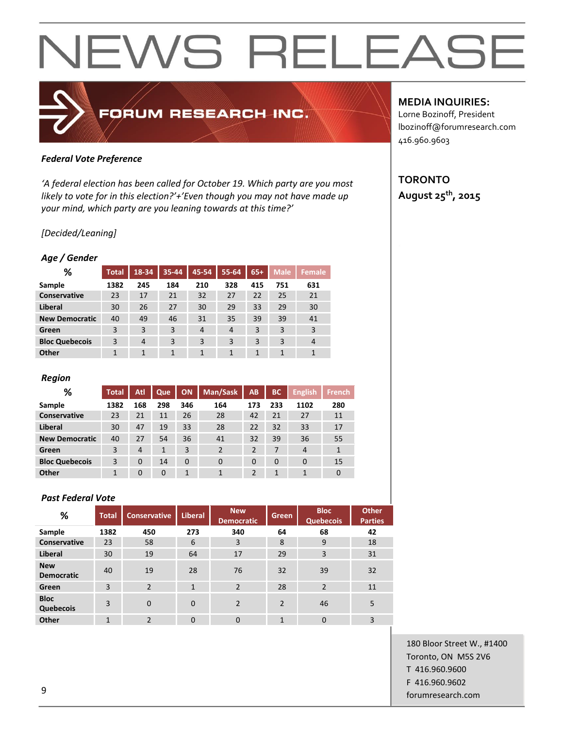# NEWS RELEASE

**FORUM RESEARCH INC.**

**MEDIA INQUIRIES:**
Lorne Bozinoff, President
lbozinoff@forumresearch.com
416.960.9603

**TORONTO**
**August 25th, 2015**

***Federal Vote Preference***

*'A federal election has been called for October 19. Which party are you most likely to vote for in this election?'+'Even though you may not have made up your mind, which party are you leaning towards at this time?'*

*[Decided/Leaning]*

***Age / Gender***

| % | Total | 18-34 | 35-44 | 45-54 | 55-64 | 65+ | Male | Female |
|---|---|---|---|---|---|---|---|---|
| **Sample** | **1382** | **245** | **184** | **210** | **328** | **415** | **751** | **631** |
| **Conservative** | 23 | 17 | 21 | 32 | 27 | 22 | 25 | 21 |
| **Liberal** | 30 | 26 | 27 | 30 | 29 | 33 | 29 | 30 |
| **New Democratic** | 40 | 49 | 46 | 31 | 35 | 39 | 39 | 41 |
| **Green** | 3 | 3 | 3 | 4 | 4 | 3 | 3 | 3 |
| **Bloc Quebecois** | 3 | 4 | 3 | 3 | 3 | 3 | 3 | 4 |
| **Other** | 1 | 1 | 1 | 1 | 1 | 1 | 1 | 1 |

***Region***

| % | Total | Atl | Que | ON | Man/Sask | AB | BC | English | French |
|---|---|---|---|---|---|---|---|---|---|
| **Sample** | **1382** | **168** | **298** | **346** | **164** | **173** | **233** | **1102** | **280** |
| **Conservative** | 23 | 21 | 11 | 26 | 28 | 42 | 21 | 27 | 11 |
| **Liberal** | 30 | 47 | 19 | 33 | 28 | 22 | 32 | 33 | 17 |
| **New Democratic** | 40 | 27 | 54 | 36 | 41 | 32 | 39 | 36 | 55 |
| **Green** | 3 | 4 | 1 | 3 | 2 | 2 | 7 | 4 | 1 |
| **Bloc Quebecois** | 3 | 0 | 14 | 0 | 0 | 0 | 0 | 0 | 15 |
| **Other** | 1 | 0 | 0 | 1 | 1 | 2 | 1 | 1 | 0 |

***Past Federal Vote***

| % | Total | Conservative | Liberal | New Democratic | Green | Bloc Quebecois | Other Parties |
|---|---|---|---|---|---|---|---|
| **Sample** | **1382** | **450** | **273** | **340** | **64** | **68** | **42** |
| **Conservative** | 23 | 58 | 6 | 3 | 8 | 9 | 18 |
| **Liberal** | 30 | 19 | 64 | 17 | 29 | 3 | 31 |
| **New Democratic** | 40 | 19 | 28 | 76 | 32 | 39 | 32 |
| **Green** | 3 | 2 | 1 | 2 | 28 | 2 | 11 |
| **Bloc Quebecois** | 3 | 0 | 0 | 2 | 2 | 46 | 5 |
| **Other** | 1 | 2 | 0 | 0 | 1 | 0 | 3 |

180 Bloor Street W., #1400
Toronto, ON M5S 2V6
T 416.960.9600
F 416.960.9602
forumresearch.com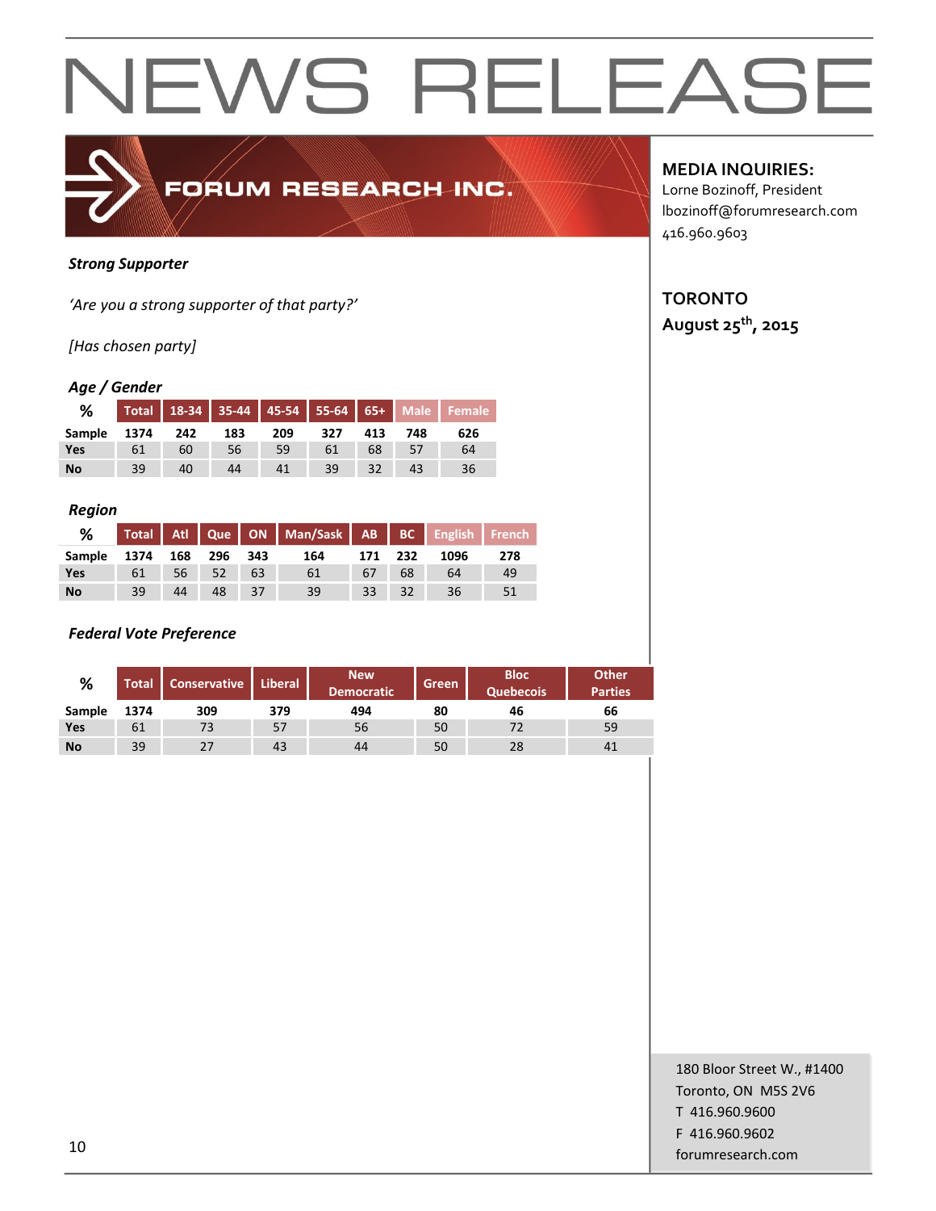# NEWS RELEASE

**MEDIA INQUIRIES:**
Lorne Bozinoff, President
lbozinoff@forumresearch.com
416.960.9603

**TORONTO**
**August 25th, 2015**

***Strong Supporter***

*'Are you a strong supporter of that party?'*

*[Has chosen party]*

### *Age / Gender*

| % | Total | 18-34 | 35-44 | 45-54 | 55-64 | 65+ | Male | Female |
|---|---|---|---|---|---|---|---|---|
| Sample | 1374 | 242 | 183 | 209 | 327 | 413 | 748 | 626 |
| Yes | 61 | 60 | 56 | 59 | 61 | 68 | 57 | 64 |
| No | 39 | 40 | 44 | 41 | 39 | 32 | 43 | 36 |

### *Region*

| % | Total | Atl | Que | ON | Man/Sask | AB | BC | English | French |
|---|---|---|---|---|---|---|---|---|---|
| Sample | 1374 | 168 | 296 | 343 | 164 | 171 | 232 | 1096 | 278 |
| Yes | 61 | 56 | 52 | 63 | 61 | 67 | 68 | 64 | 49 |
| No | 39 | 44 | 48 | 37 | 39 | 33 | 32 | 36 | 51 |

### *Federal Vote Preference*

| % | Total | Conservative | Liberal | New Democratic | Green | Bloc Quebecois | Other Parties |
|---|---|---|---|---|---|---|---|
| Sample | 1374 | 309 | 379 | 494 | 80 | 46 | 66 |
| Yes | 61 | 73 | 57 | 56 | 50 | 72 | 59 |
| No | 39 | 27 | 43 | 44 | 50 | 28 | 41 |

180 Bloor Street W., #1400
Toronto, ON M5S 2V6
T 416.960.9600
F 416.960.9602
forumresearch.com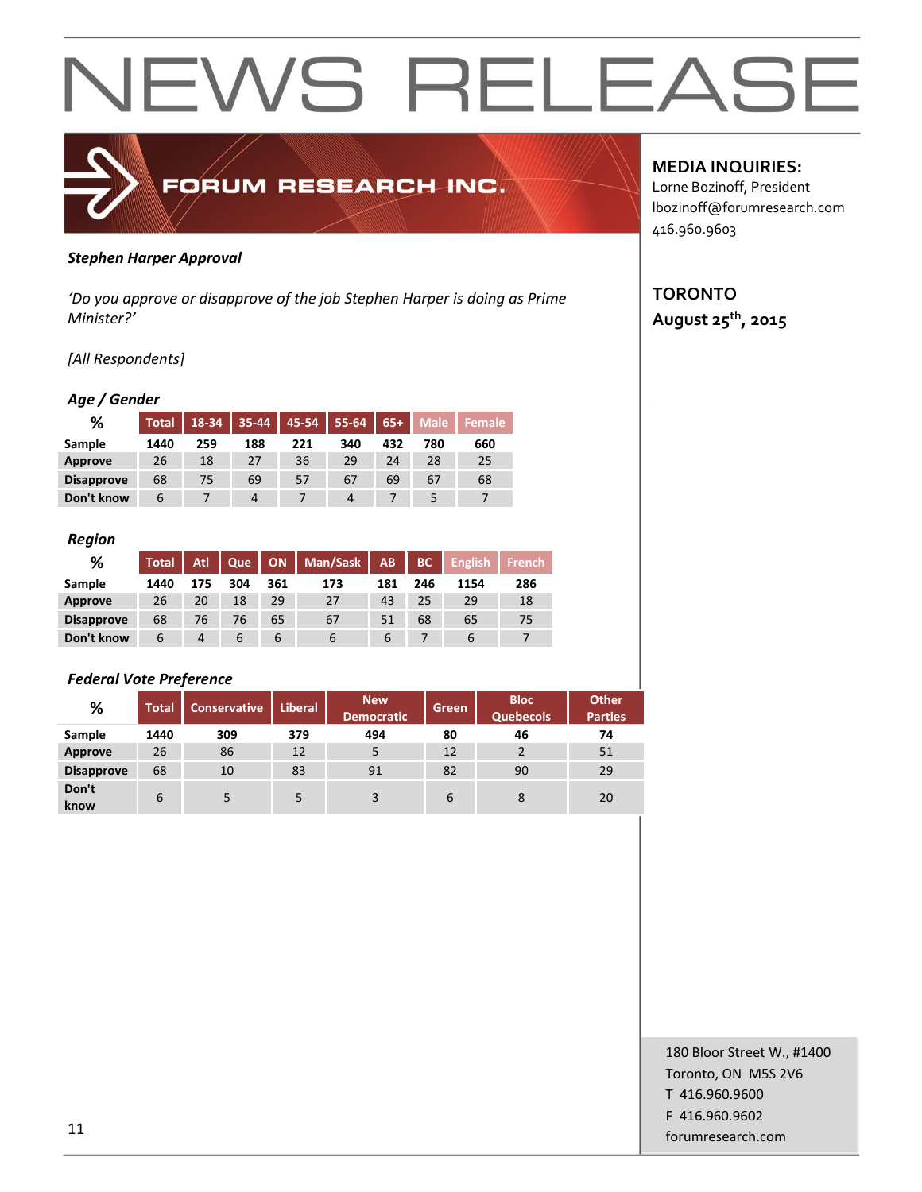# NEWS RELEASE

FORUM RESEARCH INC.

**MEDIA INQUIRIES:**
Lorne Bozinoff, President
lbozinoff@forumresearch.com
416.960.9603

**TORONTO**
**August 25th, 2015**

***Stephen Harper Approval***

*'Do you approve or disapprove of the job Stephen Harper is doing as Prime Minister?'*

*[All Respondents]*

***Age / Gender***

| % | Total | 18-34 | 35-44 | 45-54 | 55-64 | 65+ | Male | Female |
|---|---|---|---|---|---|---|---|---|
| Sample | 1440 | 259 | 188 | 221 | 340 | 432 | 780 | 660 |
| Approve | 26 | 18 | 27 | 36 | 29 | 24 | 28 | 25 |
| Disapprove | 68 | 75 | 69 | 57 | 67 | 69 | 67 | 68 |
| Don't know | 6 | 7 | 4 | 7 | 4 | 7 | 5 | 7 |

***Region***

| % | Total | Atl | Que | ON | Man/Sask | AB | BC | English | French |
|---|---|---|---|---|---|---|---|---|---|
| Sample | 1440 | 175 | 304 | 361 | 173 | 181 | 246 | 1154 | 286 |
| Approve | 26 | 20 | 18 | 29 | 27 | 43 | 25 | 29 | 18 |
| Disapprove | 68 | 76 | 76 | 65 | 67 | 51 | 68 | 65 | 75 |
| Don't know | 6 | 4 | 6 | 6 | 6 | 6 | 7 | 6 | 7 |

***Federal Vote Preference***

| % | Total | Conservative | Liberal | New Democratic | Green | Bloc Quebecois | Other Parties |
|---|---|---|---|---|---|---|---|
| Sample | 1440 | 309 | 379 | 494 | 80 | 46 | 74 |
| Approve | 26 | 86 | 12 | 5 | 12 | 2 | 51 |
| Disapprove | 68 | 10 | 83 | 91 | 82 | 90 | 29 |
| Don't know | 6 | 5 | 5 | 3 | 6 | 8 | 20 |

180 Bloor Street W., #1400
Toronto, ON M5S 2V6
T 416.960.9600
F 416.960.9602
forumresearch.com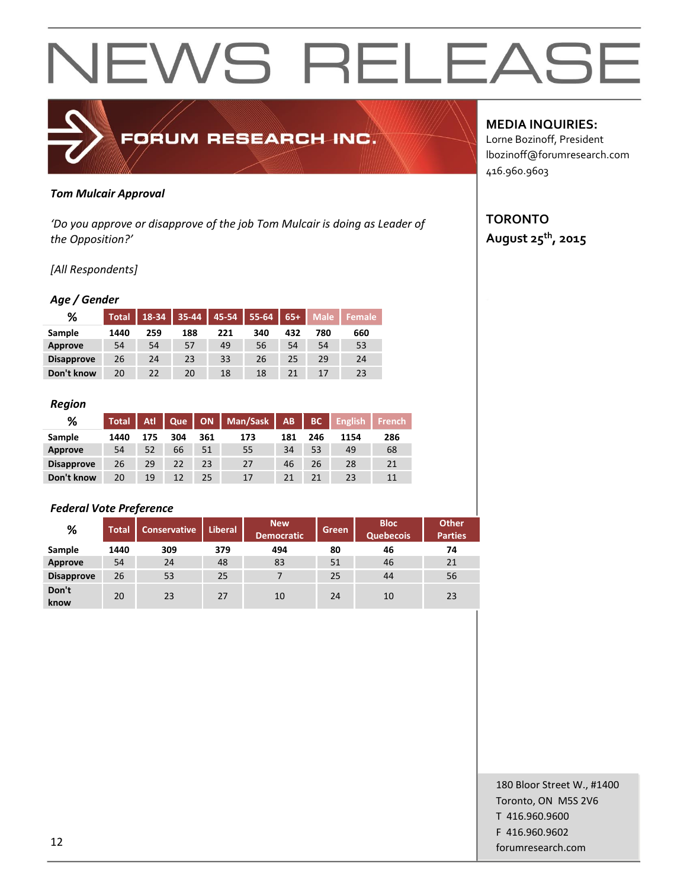# NEWS RELEASE

FORUM RESEARCH INC.

**MEDIA INQUIRIES:**
Lorne Bozinoff, President
lbozinoff@forumresearch.com
416.960.9603

**TORONTO**
**August 25th, 2015**

***Tom Mulcair Approval***

*'Do you approve or disapprove of the job Tom Mulcair is doing as Leader of the Opposition?'*

*[All Respondents]*

***Age / Gender***

| % | Total | 18-34 | 35-44 | 45-54 | 55-64 | 65+ | Male | Female |
|---|---|---|---|---|---|---|---|---|
| **Sample** | 1440 | 259 | 188 | 221 | 340 | 432 | 780 | 660 |
| **Approve** | 54 | 54 | 57 | 49 | 56 | 54 | 54 | 53 |
| **Disapprove** | 26 | 24 | 23 | 33 | 26 | 25 | 29 | 24 |
| **Don't know** | 20 | 22 | 20 | 18 | 18 | 21 | 17 | 23 |

***Region***

| % | Total | Atl | Que | ON | Man/Sask | AB | BC | English | French |
|---|---|---|---|---|---|---|---|---|---|
| **Sample** | 1440 | 175 | 304 | 361 | 173 | 181 | 246 | 1154 | 286 |
| **Approve** | 54 | 52 | 66 | 51 | 55 | 34 | 53 | 49 | 68 |
| **Disapprove** | 26 | 29 | 22 | 23 | 27 | 46 | 26 | 28 | 21 |
| **Don't know** | 20 | 19 | 12 | 25 | 17 | 21 | 21 | 23 | 11 |

***Federal Vote Preference***

| % | Total | Conservative | Liberal | New Democratic | Green | Bloc Quebecois | Other Parties |
|---|---|---|---|---|---|---|---|
| **Sample** | 1440 | 309 | 379 | 494 | 80 | 46 | 74 |
| **Approve** | 54 | 24 | 48 | 83 | 51 | 46 | 21 |
| **Disapprove** | 26 | 53 | 25 | 7 | 25 | 44 | 56 |
| **Don't know** | 20 | 23 | 27 | 10 | 24 | 10 | 23 |

180 Bloor Street W., #1400
Toronto, ON M5S 2V6
T 416.960.9600
F 416.960.9602
forumresearch.com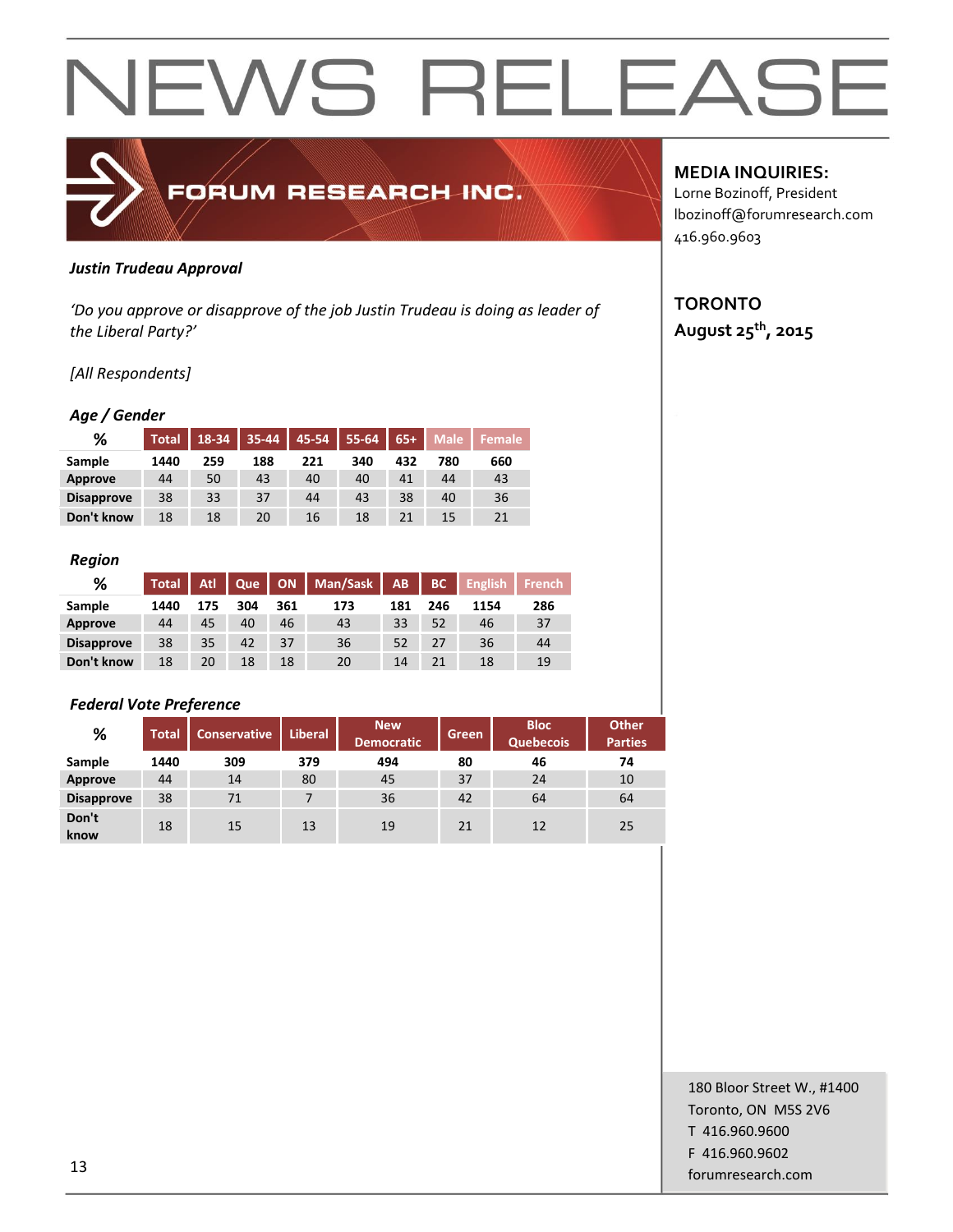# NEWS RELEASE

FORUM RESEARCH INC.

**MEDIA INQUIRIES:**
Lorne Bozinoff, President
lbozinoff@forumresearch.com
416.960.9603

**TORONTO**
**August 25th, 2015**

***Justin Trudeau Approval***

*'Do you approve or disapprove of the job Justin Trudeau is doing as leader of the Liberal Party?'*

*[All Respondents]*

***Age / Gender***

| % | Total | 18-34 | 35-44 | 45-54 | 55-64 | 65+ | Male | Female |
|---|---|---|---|---|---|---|---|---|
| Sample | 1440 | 259 | 188 | 221 | 340 | 432 | 780 | 660 |
| Approve | 44 | 50 | 43 | 40 | 40 | 41 | 44 | 43 |
| Disapprove | 38 | 33 | 37 | 44 | 43 | 38 | 40 | 36 |
| Don't know | 18 | 18 | 20 | 16 | 18 | 21 | 15 | 21 |

***Region***

| % | Total | Atl | Que | ON | Man/Sask | AB | BC | English | French |
|---|---|---|---|---|---|---|---|---|---|
| Sample | 1440 | 175 | 304 | 361 | 173 | 181 | 246 | 1154 | 286 |
| Approve | 44 | 45 | 40 | 46 | 43 | 33 | 52 | 46 | 37 |
| Disapprove | 38 | 35 | 42 | 37 | 36 | 52 | 27 | 36 | 44 |
| Don't know | 18 | 20 | 18 | 18 | 20 | 14 | 21 | 18 | 19 |

***Federal Vote Preference***

| % | Total | Conservative | Liberal | New Democratic | Green | Bloc Quebecois | Other Parties |
|---|---|---|---|---|---|---|---|
| Sample | 1440 | 309 | 379 | 494 | 80 | 46 | 74 |
| Approve | 44 | 14 | 80 | 45 | 37 | 24 | 10 |
| Disapprove | 38 | 71 | 7 | 36 | 42 | 64 | 64 |
| Don't know | 18 | 15 | 13 | 19 | 21 | 12 | 25 |

180 Bloor Street W., #1400
Toronto, ON M5S 2V6
T 416.960.9600
F 416.960.9602
forumresearch.com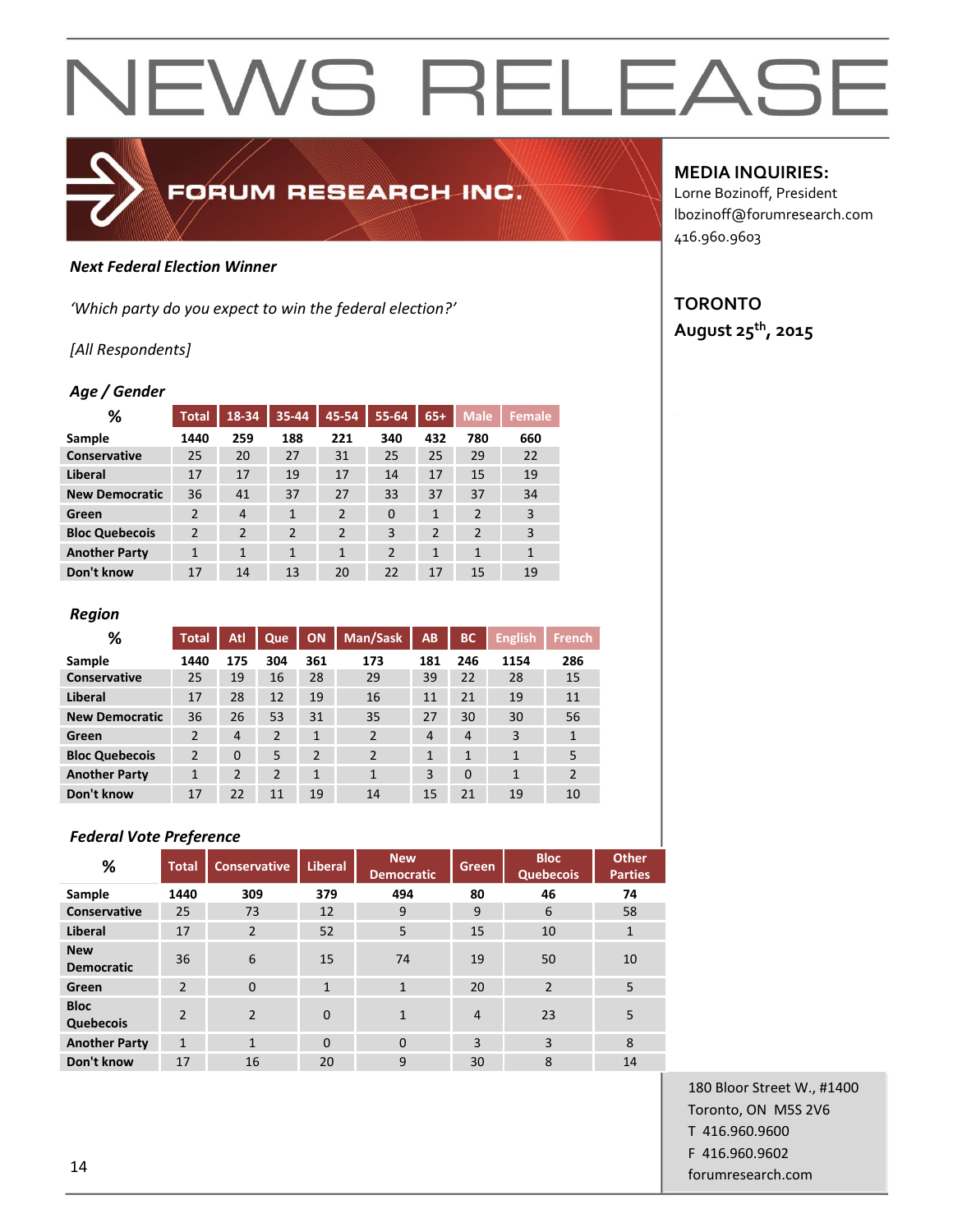# NEWS RELEASE

FORUM RESEARCH INC.

**MEDIA INQUIRIES:**
Lorne Bozinoff, President
lbozinoff@forumresearch.com
416.960.9603

**TORONTO**
**August 25th, 2015**

***Next Federal Election Winner***

*'Which party do you expect to win the federal election?'*

*[All Respondents]*

***Age / Gender***

| % | Total | 18-34 | 35-44 | 45-54 | 55-64 | 65+ | Male | Female |
|---|---|---|---|---|---|---|---|---|
| **Sample** | **1440** | **259** | **188** | **221** | **340** | **432** | **780** | **660** |
| **Conservative** | 25 | 20 | 27 | 31 | 25 | 25 | 29 | 22 |
| **Liberal** | 17 | 17 | 19 | 17 | 14 | 17 | 15 | 19 |
| **New Democratic** | 36 | 41 | 37 | 27 | 33 | 37 | 37 | 34 |
| **Green** | 2 | 4 | 1 | 2 | 0 | 1 | 2 | 3 |
| **Bloc Quebecois** | 2 | 2 | 2 | 2 | 3 | 2 | 2 | 3 |
| **Another Party** | 1 | 1 | 1 | 1 | 2 | 1 | 1 | 1 |
| **Don't know** | 17 | 14 | 13 | 20 | 22 | 17 | 15 | 19 |

***Region***

| % | Total | Atl | Que | ON | Man/Sask | AB | BC | English | French |
|---|---|---|---|---|---|---|---|---|---|
| **Sample** | **1440** | **175** | **304** | **361** | **173** | **181** | **246** | **1154** | **286** |
| **Conservative** | 25 | 19 | 16 | 28 | 29 | 39 | 22 | 28 | 15 |
| **Liberal** | 17 | 28 | 12 | 19 | 16 | 11 | 21 | 19 | 11 |
| **New Democratic** | 36 | 26 | 53 | 31 | 35 | 27 | 30 | 30 | 56 |
| **Green** | 2 | 4 | 2 | 1 | 2 | 4 | 4 | 3 | 1 |
| **Bloc Quebecois** | 2 | 0 | 5 | 2 | 2 | 1 | 1 | 1 | 5 |
| **Another Party** | 1 | 2 | 2 | 1 | 1 | 3 | 0 | 1 | 2 |
| **Don't know** | 17 | 22 | 11 | 19 | 14 | 15 | 21 | 19 | 10 |

***Federal Vote Preference***

| % | Total | Conservative | Liberal | New Democratic | Green | Bloc Quebecois | Other Parties |
|---|---|---|---|---|---|---|---|
| **Sample** | **1440** | **309** | **379** | **494** | **80** | **46** | **74** |
| **Conservative** | 25 | 73 | 12 | 9 | 9 | 6 | 58 |
| **Liberal** | 17 | 2 | 52 | 5 | 15 | 10 | 1 |
| **New Democratic** | 36 | 6 | 15 | 74 | 19 | 50 | 10 |
| **Green** | 2 | 0 | 1 | 1 | 20 | 2 | 5 |
| **Bloc Quebecois** | 2 | 2 | 0 | 1 | 4 | 23 | 5 |
| **Another Party** | 1 | 1 | 0 | 0 | 3 | 3 | 8 |
| **Don't know** | 17 | 16 | 20 | 9 | 30 | 8 | 14 |

180 Bloor Street W., #1400
Toronto, ON M5S 2V6
T 416.960.9600
F 416.960.9602
forumresearch.com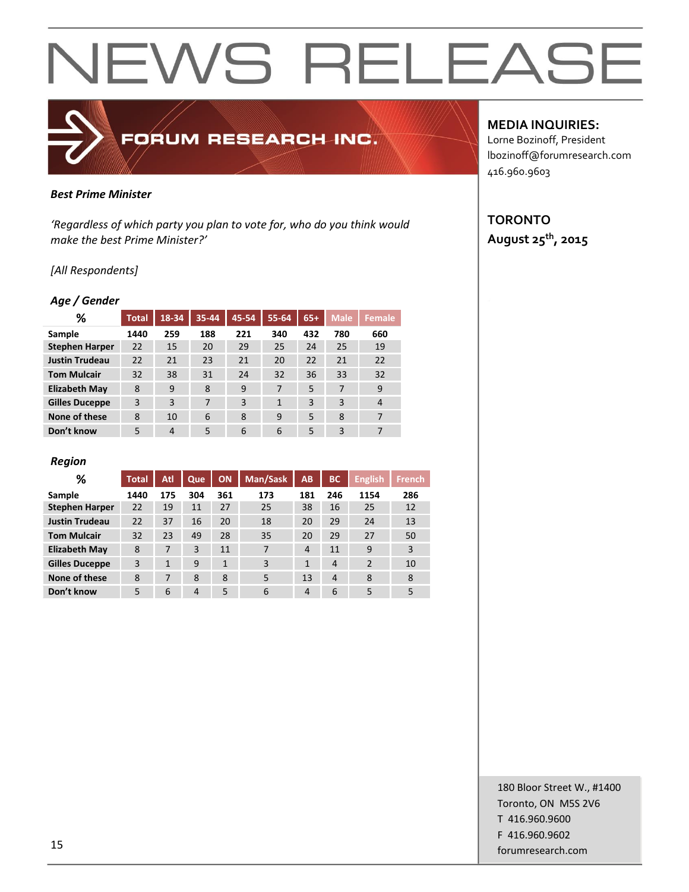# NEWS RELEASE

FORUM RESEARCH INC.

**MEDIA INQUIRIES:**
Lorne Bozinoff, President
lbozinoff@forumresearch.com
416.960.9603

**TORONTO**
**August 25th, 2015**

***Best Prime Minister***

*'Regardless of which party you plan to vote for, who do you think would make the best Prime Minister?'*

*[All Respondents]*

***Age / Gender***

| % | Total | 18-34 | 35-44 | 45-54 | 55-64 | 65+ | Male | Female |
|---|---|---|---|---|---|---|---|---|
| **Sample** | **1440** | **259** | **188** | **221** | **340** | **432** | **780** | **660** |
| **Stephen Harper** | 22 | 15 | 20 | 29 | 25 | 24 | 25 | 19 |
| **Justin Trudeau** | 22 | 21 | 23 | 21 | 20 | 22 | 21 | 22 |
| **Tom Mulcair** | 32 | 38 | 31 | 24 | 32 | 36 | 33 | 32 |
| **Elizabeth May** | 8 | 9 | 8 | 9 | 7 | 5 | 7 | 9 |
| **Gilles Duceppe** | 3 | 3 | 7 | 3 | 1 | 3 | 3 | 4 |
| **None of these** | 8 | 10 | 6 | 8 | 9 | 5 | 8 | 7 |
| **Don't know** | 5 | 4 | 5 | 6 | 6 | 5 | 3 | 7 |

***Region***

| % | Total | Atl | Que | ON | Man/Sask | AB | BC | English | French |
|---|---|---|---|---|---|---|---|---|---|
| **Sample** | **1440** | **175** | **304** | **361** | **173** | **181** | **246** | **1154** | **286** |
| **Stephen Harper** | 22 | 19 | 11 | 27 | 25 | 38 | 16 | 25 | 12 |
| **Justin Trudeau** | 22 | 37 | 16 | 20 | 18 | 20 | 29 | 24 | 13 |
| **Tom Mulcair** | 32 | 23 | 49 | 28 | 35 | 20 | 29 | 27 | 50 |
| **Elizabeth May** | 8 | 7 | 3 | 11 | 7 | 4 | 11 | 9 | 3 |
| **Gilles Duceppe** | 3 | 1 | 9 | 1 | 3 | 1 | 4 | 2 | 10 |
| **None of these** | 8 | 7 | 8 | 8 | 5 | 13 | 4 | 8 | 8 |
| **Don't know** | 5 | 6 | 4 | 5 | 6 | 4 | 6 | 5 | 5 |

180 Bloor Street W., #1400
Toronto, ON M5S 2V6
T 416.960.9600
F 416.960.9602
forumresearch.com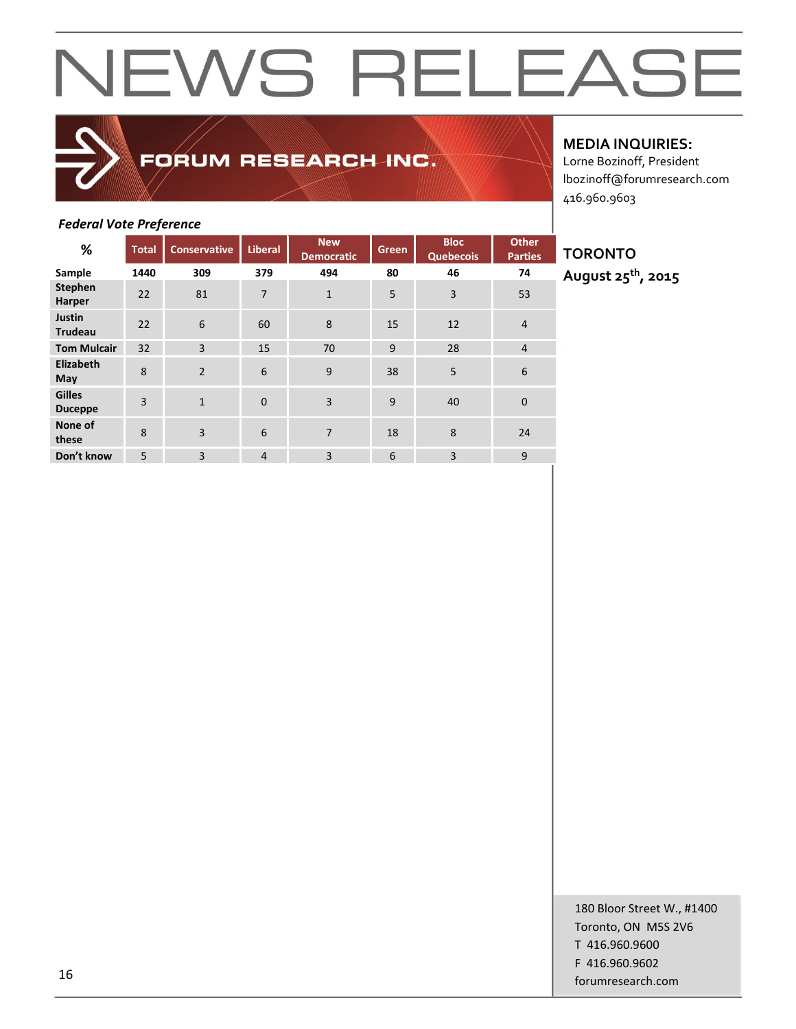# NEWS RELEASE

**FORUM RESEARCH INC.**

**MEDIA INQUIRIES:**
Lorne Bozinoff, President
lbozinoff@forumresearch.com
416.960.9603

**TORONTO**
**August 25th, 2015**

*Federal Vote Preference*

| % | Total | Conservative | Liberal | New Democratic | Green | Bloc Quebecois | Other Parties |
|---|---|---|---|---|---|---|---|
| Sample | 1440 | 309 | 379 | 494 | 80 | 46 | 74 |
| Stephen Harper | 22 | 81 | 7 | 1 | 5 | 3 | 53 |
| Justin Trudeau | 22 | 6 | 60 | 8 | 15 | 12 | 4 |
| Tom Mulcair | 32 | 3 | 15 | 70 | 9 | 28 | 4 |
| Elizabeth May | 8 | 2 | 6 | 9 | 38 | 5 | 6 |
| Gilles Duceppe | 3 | 1 | 0 | 3 | 9 | 40 | 0 |
| None of these | 8 | 3 | 6 | 7 | 18 | 8 | 24 |
| Don't know | 5 | 3 | 4 | 3 | 6 | 3 | 9 |

180 Bloor Street W., #1400
Toronto, ON M5S 2V6
T 416.960.9600
F 416.960.9602
forumresearch.com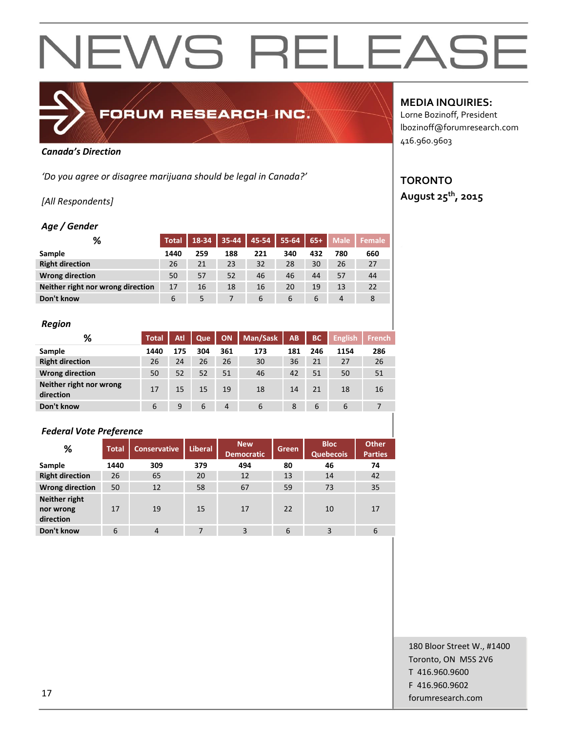# NEWS RELEASE

FORUM RESEARCH INC.

**MEDIA INQUIRIES:**
Lorne Bozinoff, President
lbozinoff@forumresearch.com
416.960.9603

**TORONTO**
**August 25th, 2015**

***Canada's Direction***

*'Do you agree or disagree marijuana should be legal in Canada?'*

*[All Respondents]*

***Age / Gender***

| % | Total | 18-34 | 35-44 | 45-54 | 55-64 | 65+ | Male | Female |
|---|---|---|---|---|---|---|---|---|
| **Sample** | **1440** | **259** | **188** | **221** | **340** | **432** | **780** | **660** |
| **Right direction** | 26 | 21 | 23 | 32 | 28 | 30 | 26 | 27 |
| **Wrong direction** | 50 | 57 | 52 | 46 | 46 | 44 | 57 | 44 |
| **Neither right nor wrong direction** | 17 | 16 | 18 | 16 | 20 | 19 | 13 | 22 |
| **Don't know** | 6 | 5 | 7 | 6 | 6 | 6 | 4 | 8 |

***Region***

| % | Total | Atl | Que | ON | Man/Sask | AB | BC | English | French |
|---|---|---|---|---|---|---|---|---|---|
| **Sample** | **1440** | **175** | **304** | **361** | **173** | **181** | **246** | **1154** | **286** |
| **Right direction** | 26 | 24 | 26 | 26 | 30 | 36 | 21 | 27 | 26 |
| **Wrong direction** | 50 | 52 | 52 | 51 | 46 | 42 | 51 | 50 | 51 |
| **Neither right nor wrong direction** | 17 | 15 | 15 | 19 | 18 | 14 | 21 | 18 | 16 |
| **Don't know** | 6 | 9 | 6 | 4 | 6 | 8 | 6 | 6 | 7 |

***Federal Vote Preference***

| % | Total | Conservative | Liberal | New Democratic | Green | Bloc Quebecois | Other Parties |
|---|---|---|---|---|---|---|---|
| **Sample** | **1440** | **309** | **379** | **494** | **80** | **46** | **74** |
| **Right direction** | 26 | 65 | 20 | 12 | 13 | 14 | 42 |
| **Wrong direction** | 50 | 12 | 58 | 67 | 59 | 73 | 35 |
| **Neither right nor wrong direction** | 17 | 19 | 15 | 17 | 22 | 10 | 17 |
| **Don't know** | 6 | 4 | 7 | 3 | 6 | 3 | 6 |

180 Bloor Street W., #1400
Toronto, ON M5S 2V6
T 416.960.9600
F 416.960.9602
forumresearch.com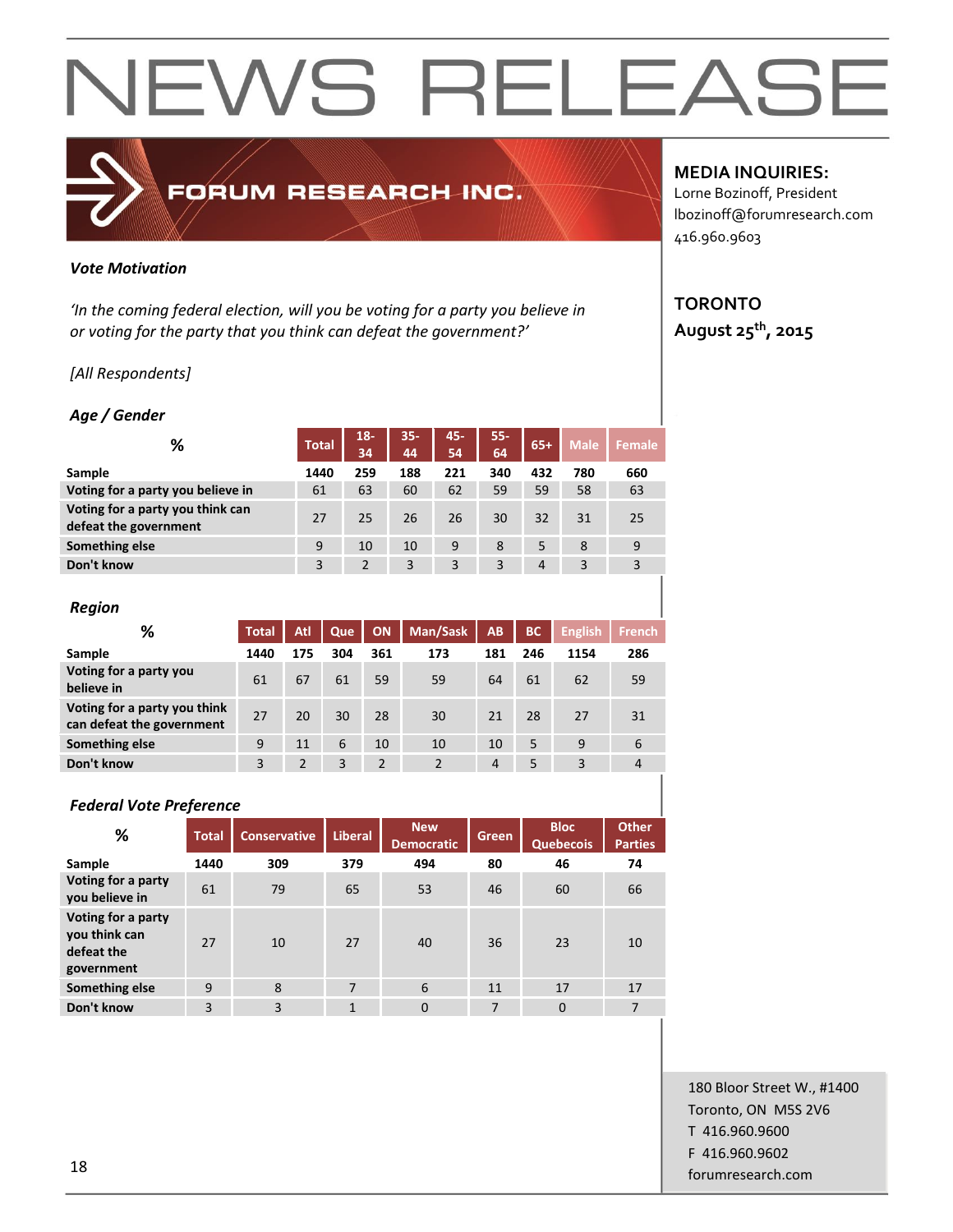# NEWS RELEASE

FORUM RESEARCH INC.

**MEDIA INQUIRIES:**
Lorne Bozinoff, President
lbozinoff@forumresearch.com
416.960.9603

**TORONTO**
**August 25th, 2015**

***Vote Motivation***

*'In the coming federal election, will you be voting for a party you believe in or voting for the party that you think can defeat the government?'*

*[All Respondents]*

***Age / Gender***

| % | Total | 18-34 | 35-44 | 45-54 | 55-64 | 65+ | Male | Female |
|---|---|---|---|---|---|---|---|---|
| **Sample** | 1440 | 259 | 188 | 221 | 340 | 432 | 780 | 660 |
| **Voting for a party you believe in** | 61 | 63 | 60 | 62 | 59 | 59 | 58 | 63 |
| **Voting for a party you think can defeat the government** | 27 | 25 | 26 | 26 | 30 | 32 | 31 | 25 |
| **Something else** | 9 | 10 | 10 | 9 | 8 | 5 | 8 | 9 |
| **Don't know** | 3 | 2 | 3 | 3 | 3 | 4 | 3 | 3 |

***Region***

| % | Total | Atl | Que | ON | Man/Sask | AB | BC | English | French |
|---|---|---|---|---|---|---|---|---|---|
| **Sample** | 1440 | 175 | 304 | 361 | 173 | 181 | 246 | 1154 | 286 |
| **Voting for a party you believe in** | 61 | 67 | 61 | 59 | 59 | 64 | 61 | 62 | 59 |
| **Voting for a party you think can defeat the government** | 27 | 20 | 30 | 28 | 30 | 21 | 28 | 27 | 31 |
| **Something else** | 9 | 11 | 6 | 10 | 10 | 10 | 5 | 9 | 6 |
| **Don't know** | 3 | 2 | 3 | 2 | 2 | 4 | 5 | 3 | 4 |

***Federal Vote Preference***

| % | Total | Conservative | Liberal | New Democratic | Green | Bloc Quebecois | Other Parties |
|---|---|---|---|---|---|---|---|
| **Sample** | 1440 | 309 | 379 | 494 | 80 | 46 | 74 |
| **Voting for a party you believe in** | 61 | 79 | 65 | 53 | 46 | 60 | 66 |
| **Voting for a party you think can defeat government** | 27 | 10 | 27 | 40 | 36 | 23 | 10 |
| **Something else** | 9 | 8 | 7 | 6 | 11 | 17 | 17 |
| **Don't know** | 3 | 3 | 1 | 0 | 7 | 0 | 7 |

180 Bloor Street W., #1400
Toronto, ON M5S 2V6
T 416.960.9600
F 416.960.9602
forumresearch.com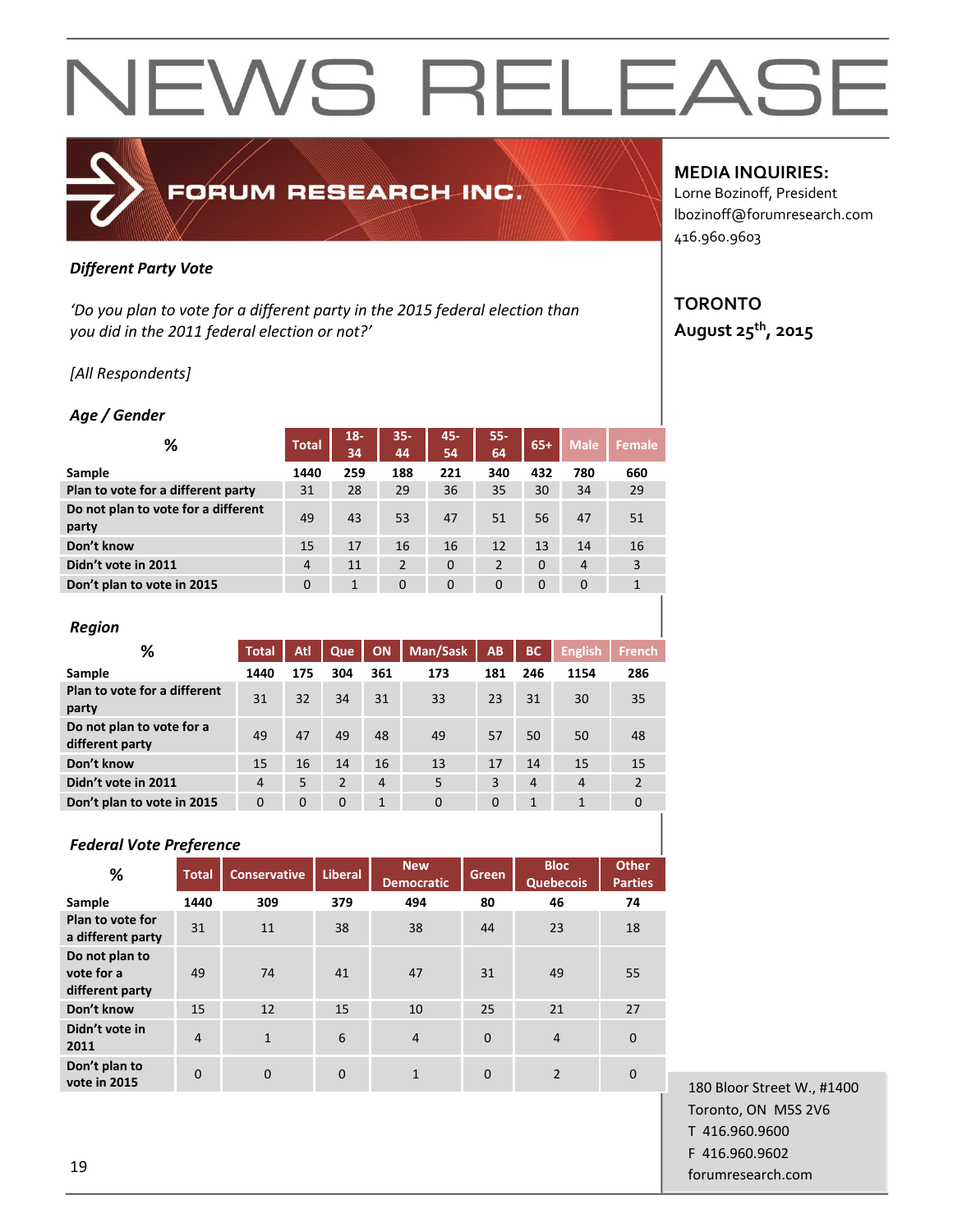# NEWS RELEASE

FORUM RESEARCH INC.

**MEDIA INQUIRIES:**
Lorne Bozinoff, President
lbozinoff@forumresearch.com
416.960.9603

**TORONTO**
**August 25th, 2015**

***Different Party Vote***

*'Do you plan to vote for a different party in the 2015 federal election than you did in the 2011 federal election or not?'*

*[All Respondents]*

***Age / Gender***

| % | Total | 18-34 | 35-44 | 45-54 | 55-64 | 65+ | Male | Female |
|---|---|---|---|---|---|---|---|---|
| **Sample** | **1440** | **259** | **188** | **221** | **340** | **432** | **780** | **660** |
| **Plan to vote for a different party** | 31 | 28 | 29 | 36 | 35 | 30 | 34 | 29 |
| **Do not plan to vote for a different party** | 49 | 43 | 53 | 47 | 51 | 56 | 47 | 51 |
| **Don't know** | 15 | 17 | 16 | 16 | 12 | 13 | 14 | 16 |
| **Didn't vote in 2011** | 4 | 11 | 2 | 0 | 2 | 0 | 4 | 3 |
| **Don't plan to vote in 2015** | 0 | 1 | 0 | 0 | 0 | 0 | 0 | 1 |

***Region***

| % | Total | Atl | Que | ON | Man/Sask | AB | BC | English | French |
|---|---|---|---|---|---|---|---|---|---|
| **Sample** | **1440** | **175** | **304** | **361** | **173** | **181** | **246** | **1154** | **286** |
| **Plan to vote for a different party** | 31 | 32 | 34 | 31 | 33 | 23 | 31 | 30 | 35 |
| **Do not plan to vote for a different party** | 49 | 47 | 49 | 48 | 49 | 57 | 50 | 50 | 48 |
| **Don't know** | 15 | 16 | 14 | 16 | 13 | 17 | 14 | 15 | 15 |
| **Didn't vote in 2011** | 4 | 5 | 2 | 4 | 5 | 3 | 4 | 4 | 2 |
| **Don't plan to vote in 2015** | 0 | 0 | 0 | 1 | 0 | 0 | 1 | 1 | 0 |

***Federal Vote Preference***

| % | Total | Conservative | Liberal | New Democratic | Green | Bloc Quebecois | Other Parties |
|---|---|---|---|---|---|---|---|
| **Sample** | **1440** | **309** | **379** | **494** | **80** | **46** | **74** |
| **Plan to vote for a different party** | 31 | 11 | 38 | 38 | 44 | 23 | 18 |
| **Do not plan to vote for a different party** | 49 | 74 | 41 | 47 | 31 | 49 | 55 |
| **Don't know** | 15 | 12 | 15 | 10 | 25 | 21 | 27 |
| **Didn't vote in 2011** | 4 | 1 | 6 | 4 | 0 | 4 | 0 |
| **Don't plan to vote in 2015** | 0 | 0 | 0 | 1 | 0 | 2 | 0 |

180 Bloor Street W., #1400
Toronto, ON M5S 2V6
T 416.960.9600
F 416.960.9602
forumresearch.com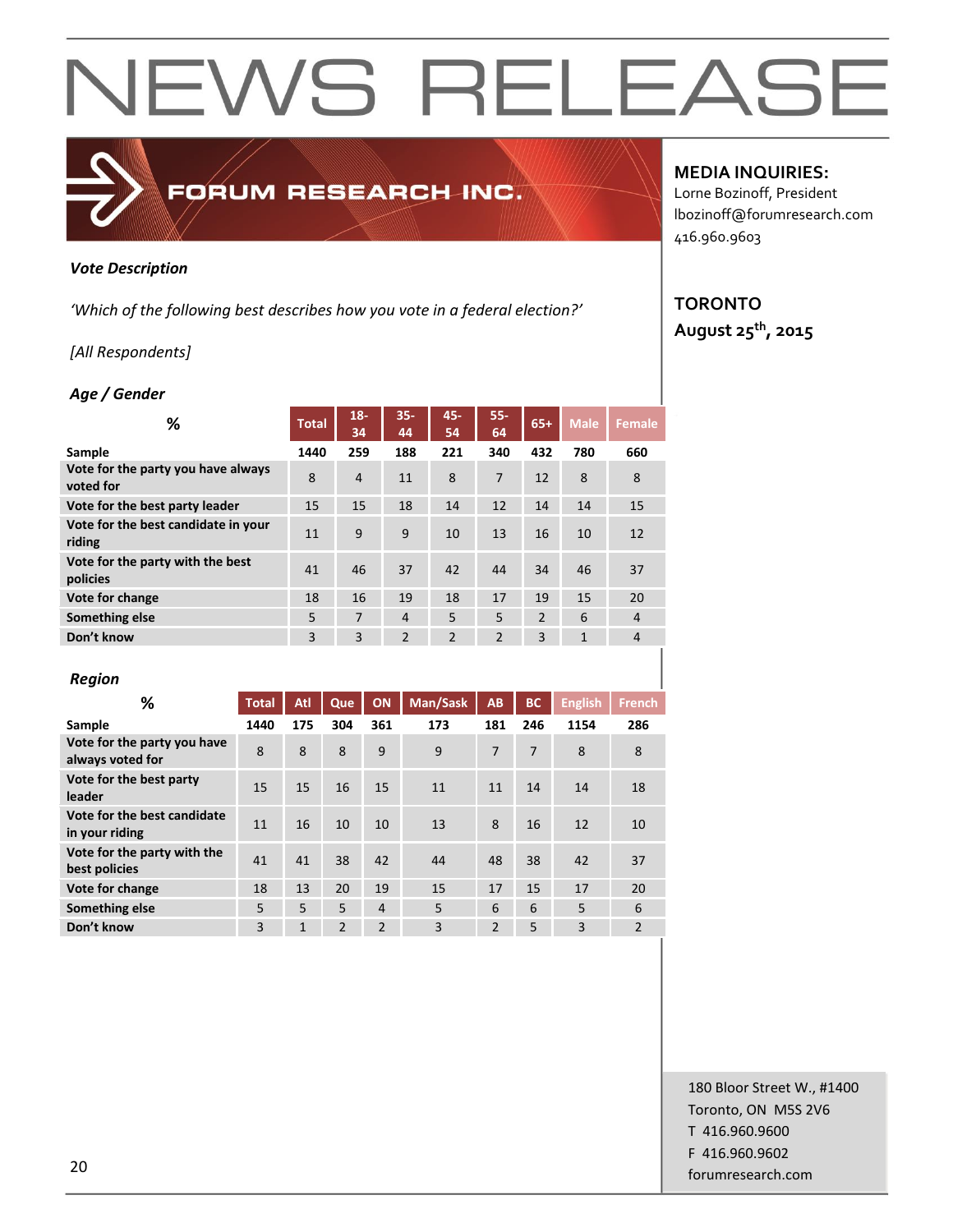# NEWS RELEASE

FORUM RESEARCH INC.

**MEDIA INQUIRIES:**
Lorne Bozinoff, President
lbozinoff@forumresearch.com
416.960.9603

**TORONTO**
**August 25th, 2015**

***Vote Description***

*'Which of the following best describes how you vote in a federal election?'*

*[All Respondents]*

***Age / Gender***

| % | Total | 18-34 | 35-44 | 45-54 | 55-64 | 65+ | Male | Female |
|---|---|---|---|---|---|---|---|---|
| **Sample** | **1440** | **259** | **188** | **221** | **340** | **432** | **780** | **660** |
| **Vote for the party you have always voted for** | 8 | 4 | 11 | 8 | 7 | 12 | 8 | 8 |
| **Vote for the best party leader** | 15 | 15 | 18 | 14 | 12 | 14 | 14 | 15 |
| **Vote for the best candidate in your riding** | 11 | 9 | 9 | 10 | 13 | 16 | 10 | 12 |
| **Vote for the party with the best policies** | 41 | 46 | 37 | 42 | 44 | 34 | 46 | 37 |
| **Vote for change** | 18 | 16 | 19 | 18 | 17 | 19 | 15 | 20 |
| **Something else** | 5 | 7 | 4 | 5 | 5 | 2 | 6 | 4 |
| **Don't know** | 3 | 3 | 2 | 2 | 2 | 3 | 1 | 4 |

***Region***

| % | Total | Atl | Que | ON | Man/Sask | AB | BC | English | French |
|---|---|---|---|---|---|---|---|---|---|
| **Sample** | **1440** | **175** | **304** | **361** | **173** | **181** | **246** | **1154** | **286** |
| **Vote for the party you have always voted for** | 8 | 8 | 8 | 9 | 9 | 7 | 7 | 8 | 8 |
| **Vote for the best party leader** | 15 | 15 | 16 | 15 | 11 | 11 | 14 | 14 | 18 |
| **Vote for the best candidate in your riding** | 11 | 16 | 10 | 10 | 13 | 8 | 16 | 12 | 10 |
| **Vote for the party with the best policies** | 41 | 41 | 38 | 42 | 44 | 48 | 38 | 42 | 37 |
| **Vote for change** | 18 | 13 | 20 | 19 | 15 | 17 | 15 | 17 | 20 |
| **Something else** | 5 | 5 | 5 | 4 | 5 | 6 | 6 | 5 | 6 |
| **Don't know** | 3 | 1 | 2 | 2 | 3 | 2 | 5 | 3 | 2 |

180 Bloor Street W., #1400
Toronto, ON M5S 2V6
T 416.960.9600
F 416.960.9602
forumresearch.com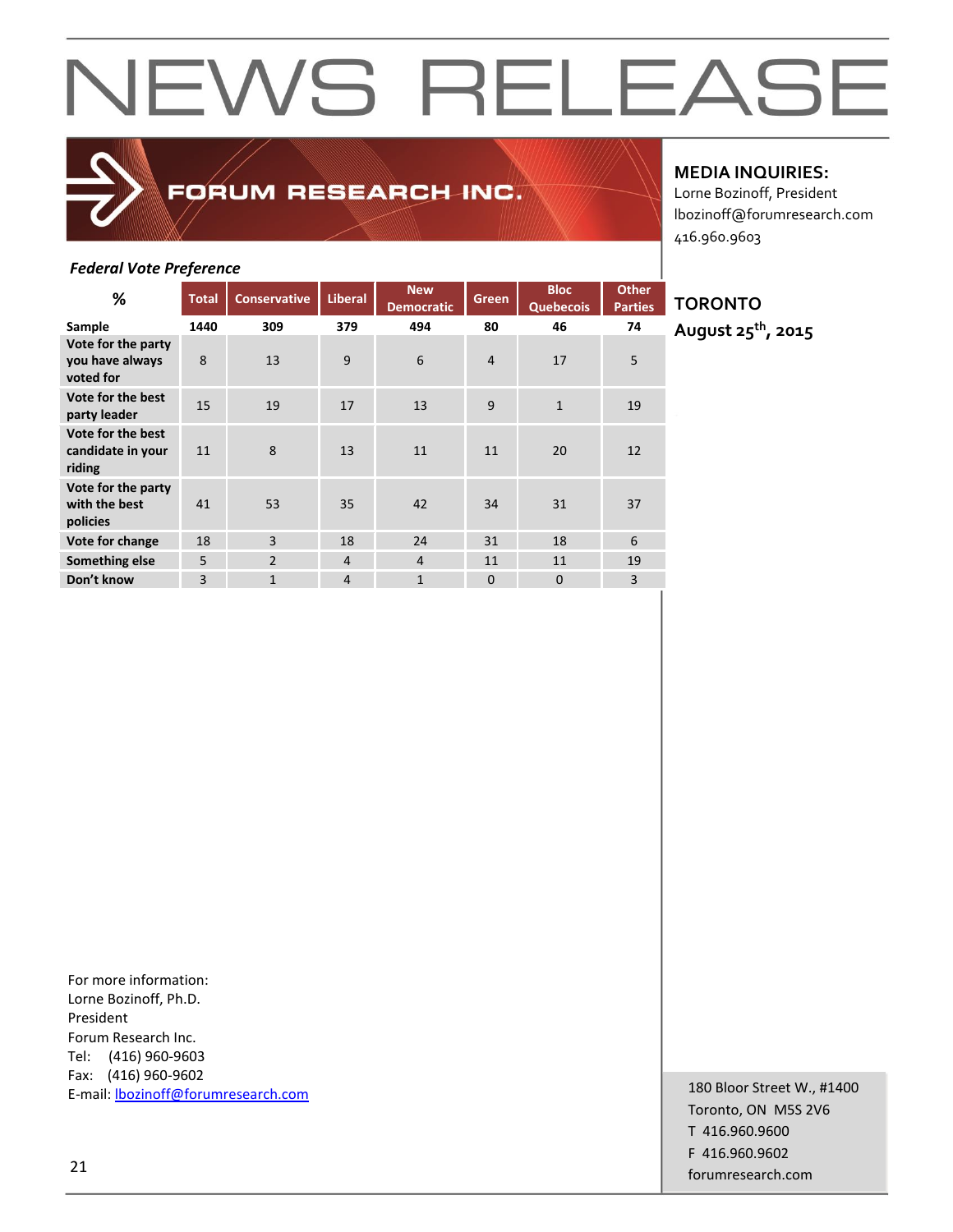# NEWS RELEASE

FORUM RESEARCH INC.

**MEDIA INQUIRIES:**
Lorne Bozinoff, President
lbozinoff@forumresearch.com
416.960.9603

**TORONTO**
**August 25th, 2015**

***Federal Vote Preference***

| % | Total | Conservative | Liberal | New Democratic | Green | Bloc Quebecois | Other Parties |
|---|---|---|---|---|---|---|---|
| **Sample** | **1440** | **309** | **379** | **494** | **80** | **46** | **74** |
| **Vote for the party you have always voted for** | 8 | 13 | 9 | 6 | 4 | 17 | 5 |
| **Vote for the best party leader** | 15 | 19 | 17 | 13 | 9 | 1 | 19 |
| **Vote for the best candidate in your riding** | 11 | 8 | 13 | 11 | 11 | 20 | 12 |
| **Vote for the party with the best policies** | 41 | 53 | 35 | 42 | 34 | 31 | 37 |
| **Vote for change** | 18 | 3 | 18 | 24 | 31 | 18 | 6 |
| **Something else** | 5 | 2 | 4 | 4 | 11 | 11 | 19 |
| **Don't know** | 3 | 1 | 4 | 1 | 0 | 0 | 3 |

For more information:
Lorne Bozinoff, Ph.D.
President
Forum Research Inc.
Tel: (416) 960-9603
Fax: (416) 960-9602
E-mail: lbozinoff@forumresearch.com

180 Bloor Street W., #1400
Toronto, ON M5S 2V6
T 416.960.9600
F 416.960.9602
forumresearch.com